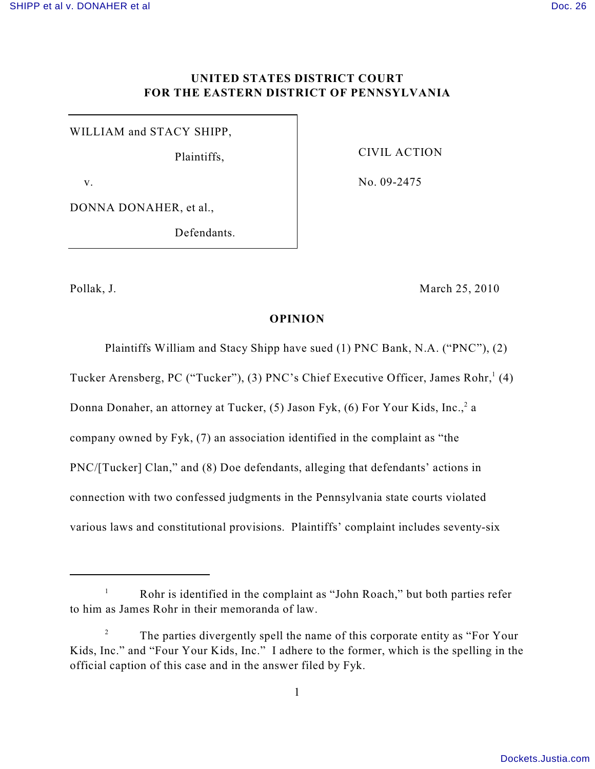**UNITED STATES DISTRICT COURT**
**FOR THE EASTERN DISTRICT OF PENNSYLVANIA**

| | |
|---|---|
| WILLIAM and STACY SHIPP, | |
| Plaintiffs, | CIVIL ACTION |
| v. | No. 09-2475 |
| DONNA DONAHER, et al., | |
| Defendants. | |

Pollak, J. March 25, 2010

## OPINION

Plaintiffs William and Stacy Shipp have sued (1) PNC Bank, N.A. ("PNC"), (2) Tucker Arensberg, PC ("Tucker"), (3) PNC's Chief Executive Officer, James Rohr,[1] (4) Donna Donaher, an attorney at Tucker, (5) Jason Fyk, (6) For Your Kids, Inc.,[2] a company owned by Fyk, (7) an association identified in the complaint as "the PNC/[Tucker] Clan," and (8) Doe defendants, alleging that defendants' actions in connection with two confessed judgments in the Pennsylvania state courts violated various laws and constitutional provisions. Plaintiffs' complaint includes seventy-six

---

[1] Rohr is identified in the complaint as "John Roach," but both parties refer to him as James Rohr in their memoranda of law.

[2] The parties divergently spell the name of this corporate entity as "For Your Kids, Inc." and "Four Your Kids, Inc." I adhere to the former, which is the spelling in the official caption of this case and in the answer filed by Fyk.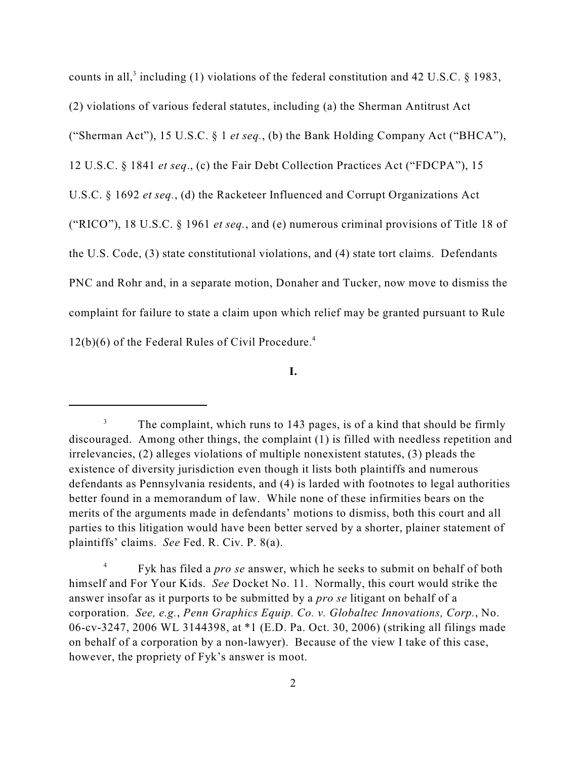counts in all,[3] including (1) violations of the federal constitution and 42 U.S.C. § 1983, (2) violations of various federal statutes, including (a) the Sherman Antitrust Act ("Sherman Act"), 15 U.S.C. § 1 *et seq.*, (b) the Bank Holding Company Act ("BHCA"), 12 U.S.C. § 1841 *et seq*., (c) the Fair Debt Collection Practices Act ("FDCPA"), 15 U.S.C. § 1692 *et seq.*, (d) the Racketeer Influenced and Corrupt Organizations Act ("RICO"), 18 U.S.C. § 1961 *et seq.*, and (e) numerous criminal provisions of Title 18 of the U.S. Code, (3) state constitutional violations, and (4) state tort claims. Defendants PNC and Rohr and, in a separate motion, Donaher and Tucker, now move to dismiss the complaint for failure to state a claim upon which relief may be granted pursuant to Rule 12(b)(6) of the Federal Rules of Civil Procedure.[4]

**I.**

---

[3] The complaint, which runs to 143 pages, is of a kind that should be firmly discouraged. Among other things, the complaint (1) is filled with needless repetition and irrelevancies, (2) alleges violations of multiple nonexistent statutes, (3) pleads the existence of diversity jurisdiction even though it lists both plaintiffs and numerous defendants as Pennsylvania residents, and (4) is larded with footnotes to legal authorities better found in a memorandum of law. While none of these infirmities bears on the merits of the arguments made in defendants' motions to dismiss, both this court and all parties to this litigation would have been better served by a shorter, plainer statement of plaintiffs' claims. *See* Fed. R. Civ. P. 8(a).

[4] Fyk has filed a *pro se* answer, which he seeks to submit on behalf of both himself and For Your Kids. *See* Docket No. 11. Normally, this court would strike the answer insofar as it purports to be submitted by a *pro se* litigant on behalf of a corporation. *See, e.g.*, *Penn Graphics Equip. Co. v. Globaltec Innovations, Corp.*, No. 06-cv-3247, 2006 WL 3144398, at *1 (E.D. Pa. Oct. 30, 2006) (striking all filings made on behalf of a corporation by a non-lawyer). Because of the view I take of this case, however, the propriety of Fyk's answer is moot.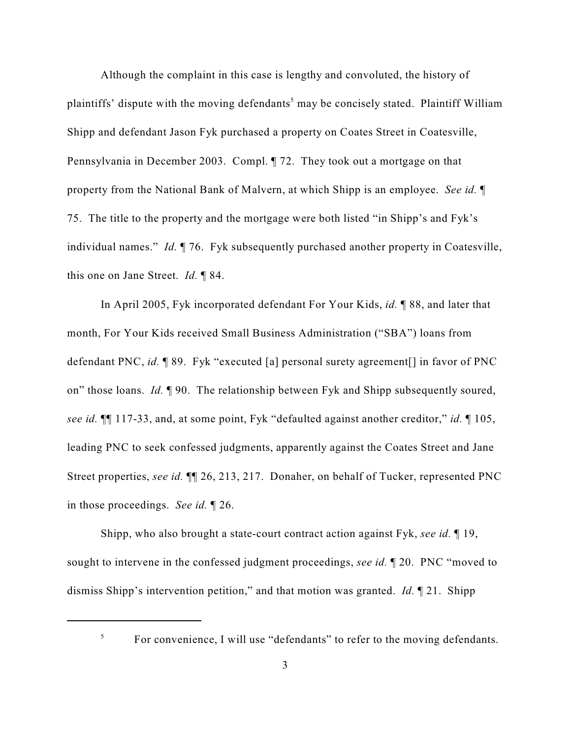Although the complaint in this case is lengthy and convoluted, the history of plaintiffs' dispute with the moving defendants[5] may be concisely stated. Plaintiff William Shipp and defendant Jason Fyk purchased a property on Coates Street in Coatesville, Pennsylvania in December 2003. Compl. ¶ 72. They took out a mortgage on that property from the National Bank of Malvern, at which Shipp is an employee. *See id.* ¶ 75. The title to the property and the mortgage were both listed "in Shipp's and Fyk's individual names." *Id.* ¶ 76. Fyk subsequently purchased another property in Coatesville, this one on Jane Street. *Id.* ¶ 84.

In April 2005, Fyk incorporated defendant For Your Kids, *id.* ¶ 88, and later that month, For Your Kids received Small Business Administration ("SBA") loans from defendant PNC, *id.* ¶ 89. Fyk "executed [a] personal surety agreement[] in favor of PNC on" those loans. *Id.* ¶ 90. The relationship between Fyk and Shipp subsequently soured, *see id.* ¶¶ 117-33, and, at some point, Fyk "defaulted against another creditor," *id.* ¶ 105, leading PNC to seek confessed judgments, apparently against the Coates Street and Jane Street properties, *see id.* ¶¶ 26, 213, 217. Donaher, on behalf of Tucker, represented PNC in those proceedings. *See id.* ¶ 26.

Shipp, who also brought a state-court contract action against Fyk, *see id.* ¶ 19, sought to intervene in the confessed judgment proceedings, *see id.* ¶ 20. PNC "moved to dismiss Shipp's intervention petition," and that motion was granted. *Id.* ¶ 21. Shipp

---

[5] For convenience, I will use "defendants" to refer to the moving defendants.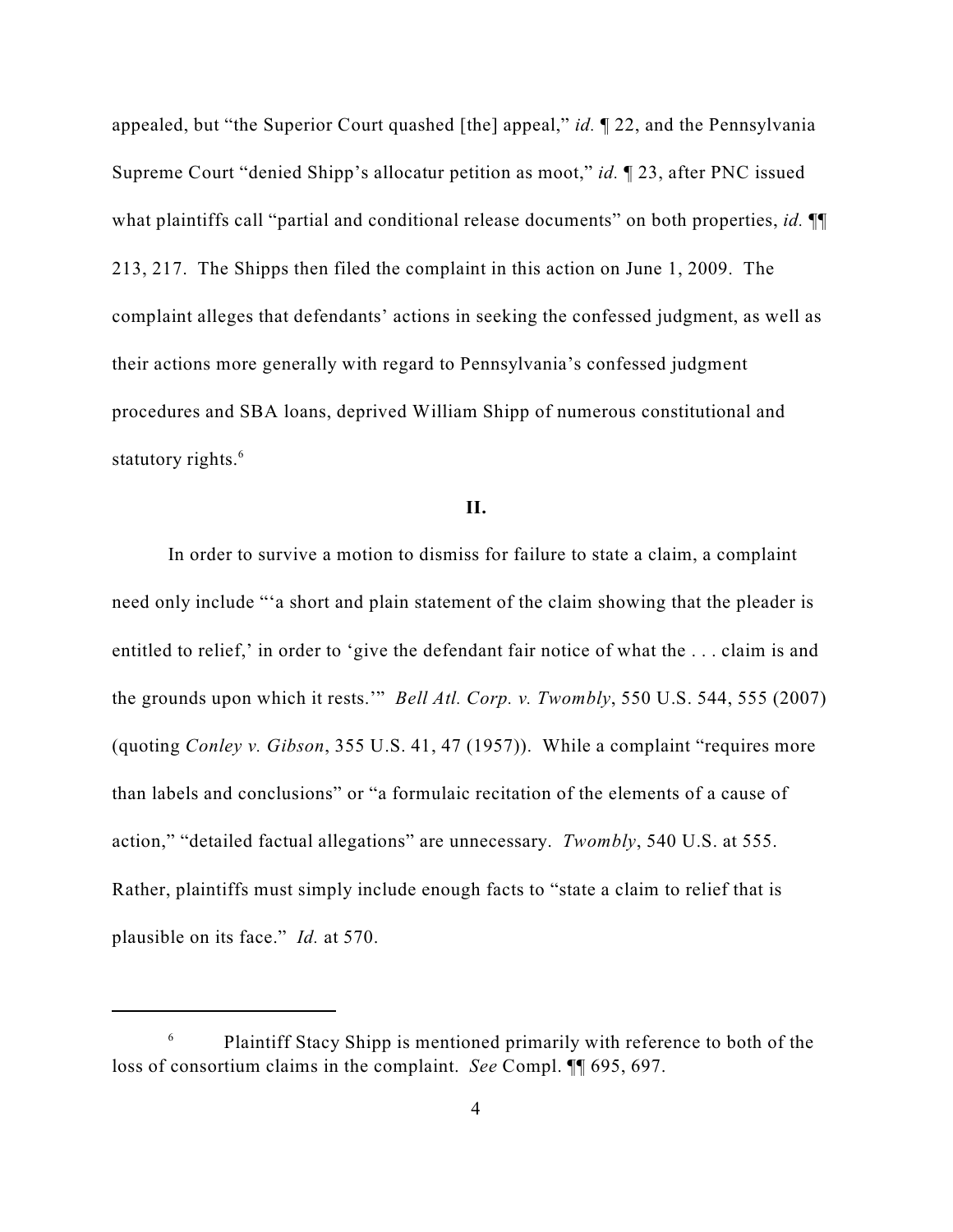appealed, but "the Superior Court quashed [the] appeal," *id.* ¶ 22, and the Pennsylvania Supreme Court "denied Shipp's allocatur petition as moot," *id.* ¶ 23, after PNC issued what plaintiffs call "partial and conditional release documents" on both properties, *id.* ¶¶ 213, 217. The Shipps then filed the complaint in this action on June 1, 2009. The complaint alleges that defendants' actions in seeking the confessed judgment, as well as their actions more generally with regard to Pennsylvania's confessed judgment procedures and SBA loans, deprived William Shipp of numerous constitutional and statutory rights.[6]

## II.

In order to survive a motion to dismiss for failure to state a claim, a complaint need only include "'a short and plain statement of the claim showing that the pleader is entitled to relief,' in order to 'give the defendant fair notice of what the . . . claim is and the grounds upon which it rests.'" *Bell Atl. Corp. v. Twombly*, 550 U.S. 544, 555 (2007) (quoting *Conley v. Gibson*, 355 U.S. 41, 47 (1957)). While a complaint "requires more than labels and conclusions" or "a formulaic recitation of the elements of a cause of action," "detailed factual allegations" are unnecessary. *Twombly*, 540 U.S. at 555. Rather, plaintiffs must simply include enough facts to "state a claim to relief that is plausible on its face." *Id.* at 570.

---

[6] Plaintiff Stacy Shipp is mentioned primarily with reference to both of the loss of consortium claims in the complaint. *See* Compl. ¶¶ 695, 697.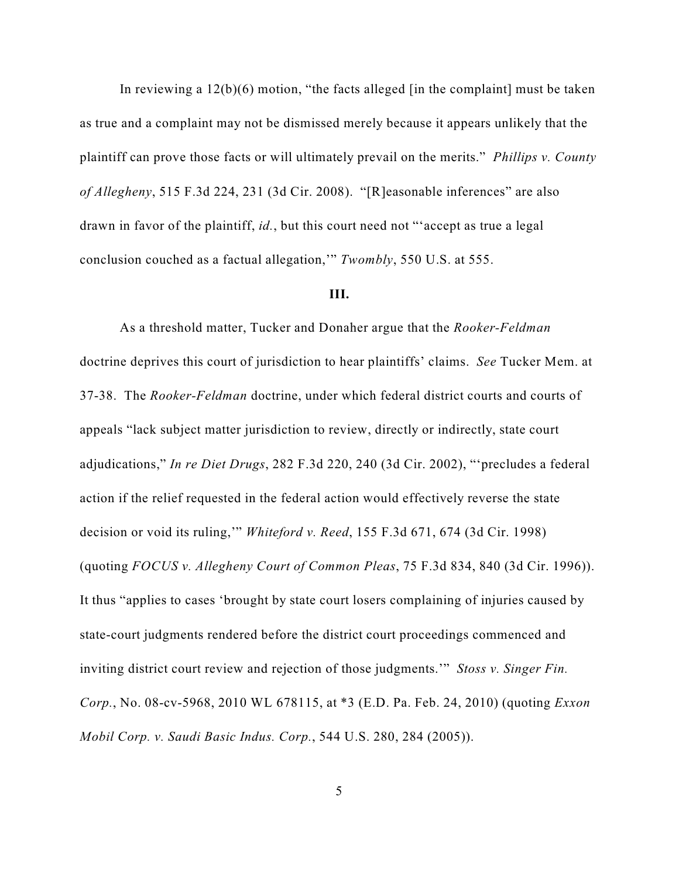In reviewing a 12(b)(6) motion, "the facts alleged [in the complaint] must be taken as true and a complaint may not be dismissed merely because it appears unlikely that the plaintiff can prove those facts or will ultimately prevail on the merits." *Phillips v. County of Allegheny*, 515 F.3d 224, 231 (3d Cir. 2008). "[R]easonable inferences" are also drawn in favor of the plaintiff, *id.*, but this court need not "'accept as true a legal conclusion couched as a factual allegation,'" *Twombly*, 550 U.S. at 555.

### III.

As a threshold matter, Tucker and Donaher argue that the *Rooker-Feldman* doctrine deprives this court of jurisdiction to hear plaintiffs' claims. *See* Tucker Mem. at 37-38. The *Rooker-Feldman* doctrine, under which federal district courts and courts of appeals "lack subject matter jurisdiction to review, directly or indirectly, state court adjudications," *In re Diet Drugs*, 282 F.3d 220, 240 (3d Cir. 2002), "'precludes a federal action if the relief requested in the federal action would effectively reverse the state decision or void its ruling,'" *Whiteford v. Reed*, 155 F.3d 671, 674 (3d Cir. 1998) (quoting *FOCUS v. Allegheny Court of Common Pleas*, 75 F.3d 834, 840 (3d Cir. 1996)). It thus "applies to cases 'brought by state court losers complaining of injuries caused by state-court judgments rendered before the district court proceedings commenced and inviting district court review and rejection of those judgments.'" *Stoss v. Singer Fin. Corp.*, No. 08-cv-5968, 2010 WL 678115, at *3 (E.D. Pa. Feb. 24, 2010) (quoting *Exxon Mobil Corp. v. Saudi Basic Indus. Corp.*, 544 U.S. 280, 284 (2005)).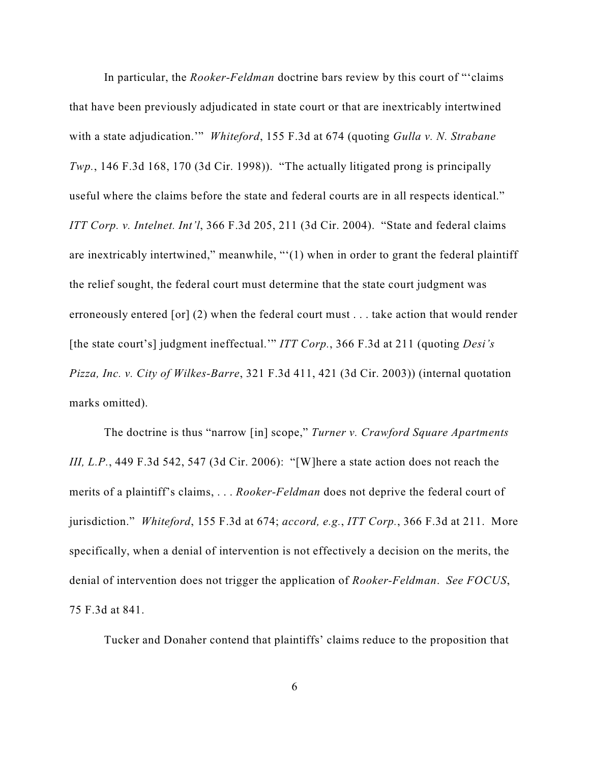In particular, the *Rooker-Feldman* doctrine bars review by this court of "'claims that have been previously adjudicated in state court or that are inextricably intertwined with a state adjudication.'" *Whiteford*, 155 F.3d at 674 (quoting *Gulla v. N. Strabane Twp.*, 146 F.3d 168, 170 (3d Cir. 1998)). "The actually litigated prong is principally useful where the claims before the state and federal courts are in all respects identical." *ITT Corp. v. Intelnet. Int'l*, 366 F.3d 205, 211 (3d Cir. 2004). "State and federal claims are inextricably intertwined," meanwhile, "'(1) when in order to grant the federal plaintiff the relief sought, the federal court must determine that the state court judgment was erroneously entered [or] (2) when the federal court must . . . take action that would render [the state court's] judgment ineffectual.'" *ITT Corp.*, 366 F.3d at 211 (quoting *Desi's Pizza, Inc. v. City of Wilkes-Barre*, 321 F.3d 411, 421 (3d Cir. 2003)) (internal quotation marks omitted).

The doctrine is thus "narrow [in] scope," *Turner v. Crawford Square Apartments III, L.P.*, 449 F.3d 542, 547 (3d Cir. 2006): "[W]here a state action does not reach the merits of a plaintiff's claims, . . . *Rooker-Feldman* does not deprive the federal court of jurisdiction." *Whiteford*, 155 F.3d at 674; *accord, e.g.*, *ITT Corp.*, 366 F.3d at 211. More specifically, when a denial of intervention is not effectively a decision on the merits, the denial of intervention does not trigger the application of *Rooker-Feldman*. *See FOCUS*, 75 F.3d at 841.

Tucker and Donaher contend that plaintiffs' claims reduce to the proposition that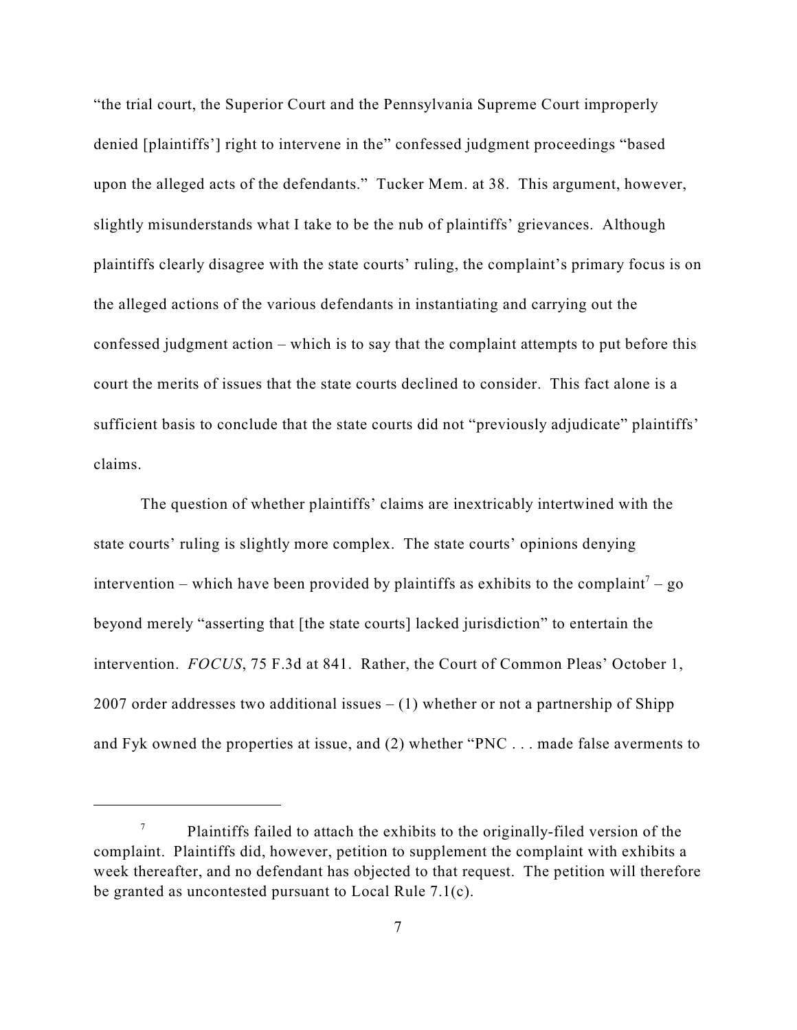"the trial court, the Superior Court and the Pennsylvania Supreme Court improperly denied [plaintiffs'] right to intervene in the" confessed judgment proceedings "based upon the alleged acts of the defendants." Tucker Mem. at 38. This argument, however, slightly misunderstands what I take to be the nub of plaintiffs' grievances. Although plaintiffs clearly disagree with the state courts' ruling, the complaint's primary focus is on the alleged actions of the various defendants in instantiating and carrying out the confessed judgment action – which is to say that the complaint attempts to put before this court the merits of issues that the state courts declined to consider. This fact alone is a sufficient basis to conclude that the state courts did not "previously adjudicate" plaintiffs' claims.

The question of whether plaintiffs' claims are inextricably intertwined with the state courts' ruling is slightly more complex. The state courts' opinions denying intervention – which have been provided by plaintiffs as exhibits to the complaint[7] – go beyond merely "asserting that [the state courts] lacked jurisdiction" to entertain the intervention. *FOCUS*, 75 F.3d at 841. Rather, the Court of Common Pleas' October 1, 2007 order addresses two additional issues – (1) whether or not a partnership of Shipp and Fyk owned the properties at issue, and (2) whether "PNC . . . made false averments to

---

[7] Plaintiffs failed to attach the exhibits to the originally-filed version of the complaint. Plaintiffs did, however, petition to supplement the complaint with exhibits a week thereafter, and no defendant has objected to that request. The petition will therefore be granted as uncontested pursuant to Local Rule 7.1(c).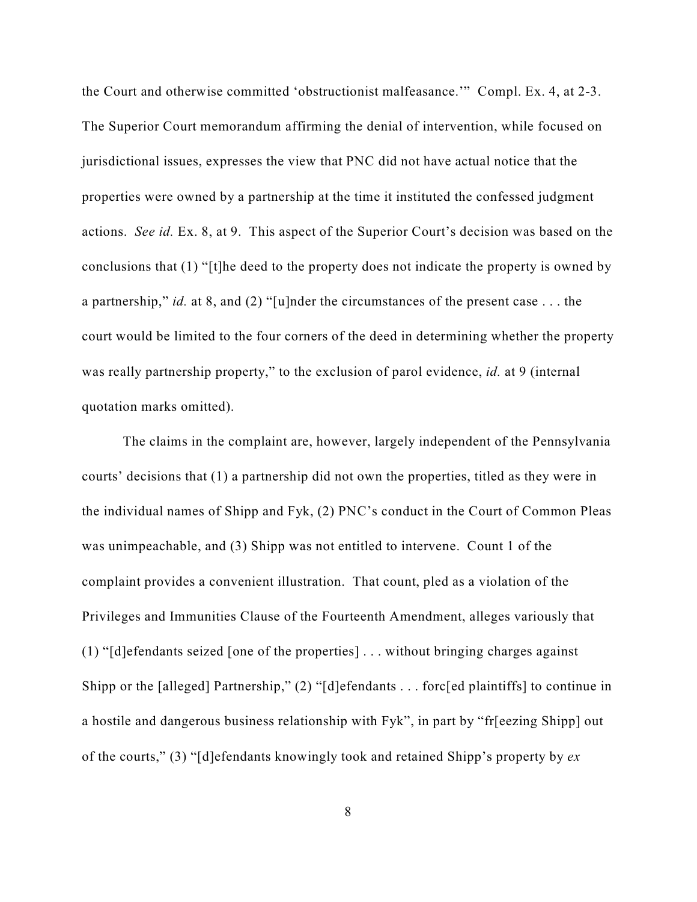the Court and otherwise committed 'obstructionist malfeasance.'" Compl. Ex. 4, at 2-3. The Superior Court memorandum affirming the denial of intervention, while focused on jurisdictional issues, expresses the view that PNC did not have actual notice that the properties were owned by a partnership at the time it instituted the confessed judgment actions. *See id.* Ex. 8, at 9. This aspect of the Superior Court's decision was based on the conclusions that (1) "[t]he deed to the property does not indicate the property is owned by a partnership," *id.* at 8, and (2) "[u]nder the circumstances of the present case . . . the court would be limited to the four corners of the deed in determining whether the property was really partnership property," to the exclusion of parol evidence, *id.* at 9 (internal quotation marks omitted).

The claims in the complaint are, however, largely independent of the Pennsylvania courts' decisions that (1) a partnership did not own the properties, titled as they were in the individual names of Shipp and Fyk, (2) PNC's conduct in the Court of Common Pleas was unimpeachable, and (3) Shipp was not entitled to intervene. Count 1 of the complaint provides a convenient illustration. That count, pled as a violation of the Privileges and Immunities Clause of the Fourteenth Amendment, alleges variously that (1) "[d]efendants seized [one of the properties] . . . without bringing charges against Shipp or the [alleged] Partnership," (2) "[d]efendants . . . forc[ed plaintiffs] to continue in a hostile and dangerous business relationship with Fyk", in part by "fr[eezing Shipp] out of the courts," (3) "[d]efendants knowingly took and retained Shipp's property by *ex*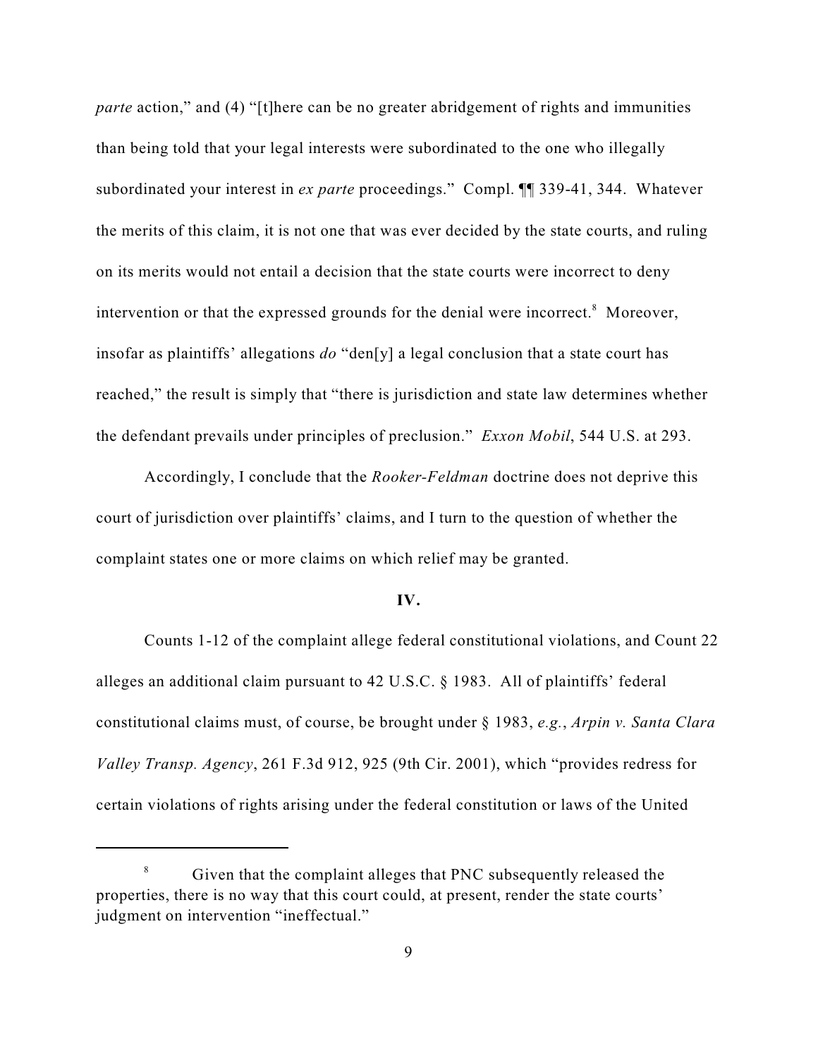*parte* action," and (4) "[t]here can be no greater abridgement of rights and immunities than being told that your legal interests were subordinated to the one who illegally subordinated your interest in *ex parte* proceedings." Compl. ¶¶ 339-41, 344. Whatever the merits of this claim, it is not one that was ever decided by the state courts, and ruling on its merits would not entail a decision that the state courts were incorrect to deny intervention or that the expressed grounds for the denial were incorrect.[8] Moreover, insofar as plaintiffs' allegations *do* "den[y] a legal conclusion that a state court has reached," the result is simply that "there is jurisdiction and state law determines whether the defendant prevails under principles of preclusion." *Exxon Mobil*, 544 U.S. at 293.

Accordingly, I conclude that the *Rooker-Feldman* doctrine does not deprive this court of jurisdiction over plaintiffs' claims, and I turn to the question of whether the complaint states one or more claims on which relief may be granted.

**IV.**

Counts 1-12 of the complaint allege federal constitutional violations, and Count 22 alleges an additional claim pursuant to 42 U.S.C. § 1983. All of plaintiffs' federal constitutional claims must, of course, be brought under § 1983, *e.g.*, *Arpin v. Santa Clara Valley Transp. Agency*, 261 F.3d 912, 925 (9th Cir. 2001), which "provides redress for certain violations of rights arising under the federal constitution or laws of the United

---

[8] Given that the complaint alleges that PNC subsequently released the properties, there is no way that this court could, at present, render the state courts' judgment on intervention "ineffectual."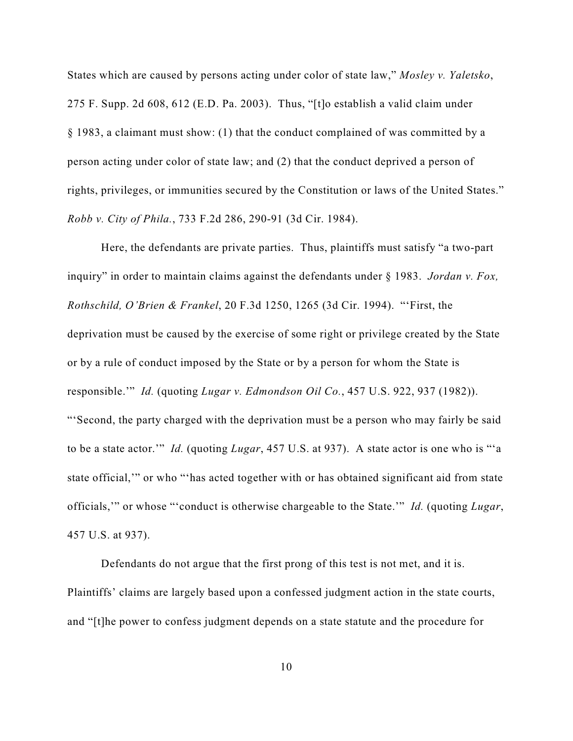States which are caused by persons acting under color of state law," *Mosley v. Yaletsko*, 275 F. Supp. 2d 608, 612 (E.D. Pa. 2003). Thus, "[t]o establish a valid claim under § 1983, a claimant must show: (1) that the conduct complained of was committed by a person acting under color of state law; and (2) that the conduct deprived a person of rights, privileges, or immunities secured by the Constitution or laws of the United States." *Robb v. City of Phila.*, 733 F.2d 286, 290-91 (3d Cir. 1984).

Here, the defendants are private parties. Thus, plaintiffs must satisfy "a two-part inquiry" in order to maintain claims against the defendants under § 1983. *Jordan v. Fox, Rothschild, O'Brien & Frankel*, 20 F.3d 1250, 1265 (3d Cir. 1994). "'First, the deprivation must be caused by the exercise of some right or privilege created by the State or by a rule of conduct imposed by the State or by a person for whom the State is responsible.'" *Id.* (quoting *Lugar v. Edmondson Oil Co.*, 457 U.S. 922, 937 (1982)). "'Second, the party charged with the deprivation must be a person who may fairly be said to be a state actor.'" *Id.* (quoting *Lugar*, 457 U.S. at 937). A state actor is one who is "'a state official,'" or who "'has acted together with or has obtained significant aid from state officials,'" or whose "'conduct is otherwise chargeable to the State.'" *Id.* (quoting *Lugar*, 457 U.S. at 937).

Defendants do not argue that the first prong of this test is not met, and it is. Plaintiffs' claims are largely based upon a confessed judgment action in the state courts, and "[t]he power to confess judgment depends on a state statute and the procedure for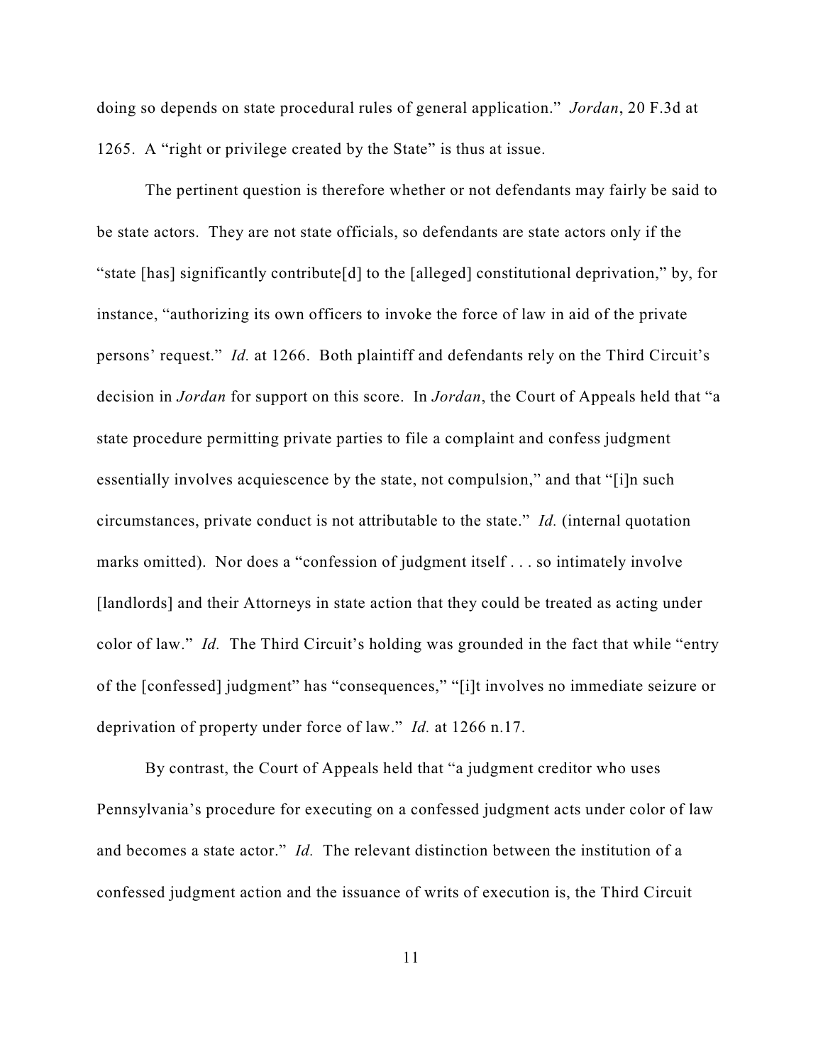doing so depends on state procedural rules of general application." *Jordan*, 20 F.3d at 1265. A "right or privilege created by the State" is thus at issue.

The pertinent question is therefore whether or not defendants may fairly be said to be state actors. They are not state officials, so defendants are state actors only if the "state [has] significantly contribute[d] to the [alleged] constitutional deprivation," by, for instance, "authorizing its own officers to invoke the force of law in aid of the private persons' request." *Id.* at 1266. Both plaintiff and defendants rely on the Third Circuit's decision in *Jordan* for support on this score. In *Jordan*, the Court of Appeals held that "a state procedure permitting private parties to file a complaint and confess judgment essentially involves acquiescence by the state, not compulsion," and that "[i]n such circumstances, private conduct is not attributable to the state." *Id.* (internal quotation marks omitted). Nor does a "confession of judgment itself . . . so intimately involve [landlords] and their Attorneys in state action that they could be treated as acting under color of law." *Id.* The Third Circuit's holding was grounded in the fact that while "entry of the [confessed] judgment" has "consequences," "[i]t involves no immediate seizure or deprivation of property under force of law." *Id.* at 1266 n.17.

By contrast, the Court of Appeals held that "a judgment creditor who uses Pennsylvania's procedure for executing on a confessed judgment acts under color of law and becomes a state actor." *Id.* The relevant distinction between the institution of a confessed judgment action and the issuance of writs of execution is, the Third Circuit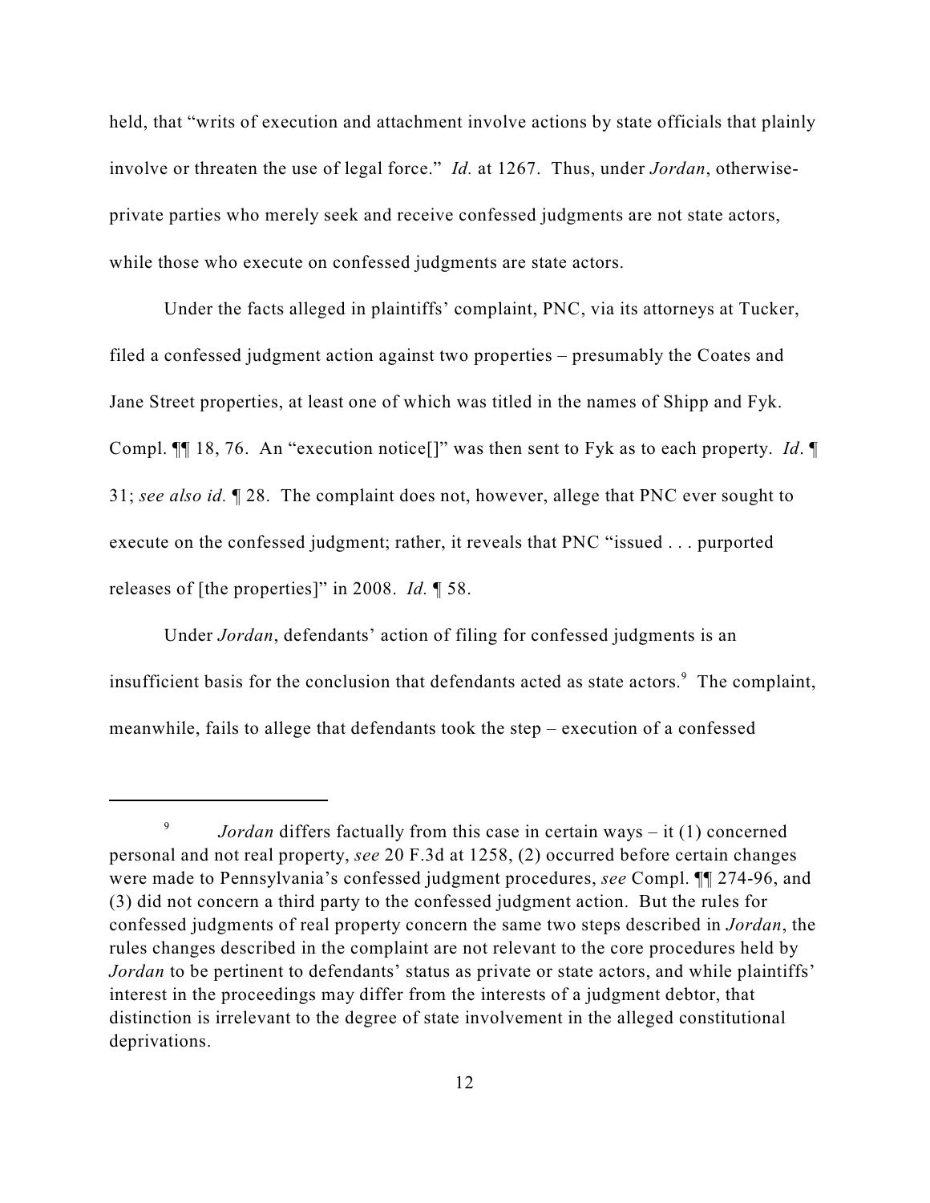held, that "writs of execution and attachment involve actions by state officials that plainly involve or threaten the use of legal force." *Id.* at 1267. Thus, under *Jordan*, otherwise-private parties who merely seek and receive confessed judgments are not state actors, while those who execute on confessed judgments are state actors.

Under the facts alleged in plaintiffs' complaint, PNC, via its attorneys at Tucker, filed a confessed judgment action against two properties – presumably the Coates and Jane Street properties, at least one of which was titled in the names of Shipp and Fyk. Compl. ¶¶ 18, 76. An "execution notice[]" was then sent to Fyk as to each property. *Id*. ¶ 31; *see also id.* ¶ 28. The complaint does not, however, allege that PNC ever sought to execute on the confessed judgment; rather, it reveals that PNC "issued . . . purported releases of [the properties]" in 2008. *Id.* ¶ 58.

Under *Jordan*, defendants' action of filing for confessed judgments is an insufficient basis for the conclusion that defendants acted as state actors.[9] The complaint, meanwhile, fails to allege that defendants took the step – execution of a confessed

---

[9] *Jordan* differs factually from this case in certain ways – it (1) concerned personal and not real property, *see* 20 F.3d at 1258, (2) occurred before certain changes were made to Pennsylvania's confessed judgment procedures, *see* Compl. ¶¶ 274-96, and (3) did not concern a third party to the confessed judgment action. But the rules for confessed judgments of real property concern the same two steps described in *Jordan*, the rules changes described in the complaint are not relevant to the core procedures held by *Jordan* to be pertinent to defendants' status as private or state actors, and while plaintiffs' interest in the proceedings may differ from the interests of a judgment debtor, that distinction is irrelevant to the degree of state involvement in the alleged constitutional deprivations.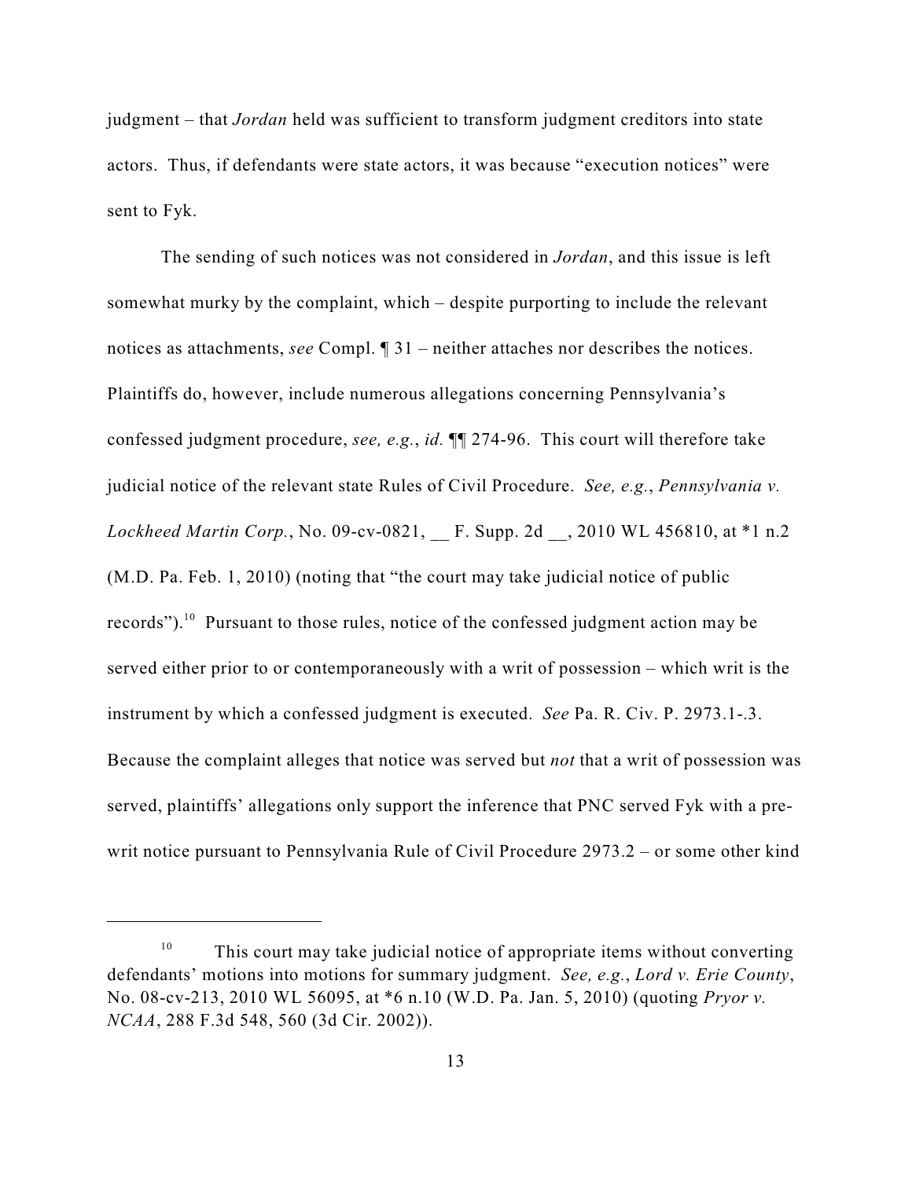judgment – that *Jordan* held was sufficient to transform judgment creditors into state actors. Thus, if defendants were state actors, it was because "execution notices" were sent to Fyk.

The sending of such notices was not considered in *Jordan*, and this issue is left somewhat murky by the complaint, which – despite purporting to include the relevant notices as attachments, *see* Compl. ¶ 31 – neither attaches nor describes the notices. Plaintiffs do, however, include numerous allegations concerning Pennsylvania's confessed judgment procedure, *see, e.g.*, *id.* ¶¶ 274-96. This court will therefore take judicial notice of the relevant state Rules of Civil Procedure. *See, e.g.*, *Pennsylvania v. Lockheed Martin Corp.*, No. 09-cv-0821, __ F. Supp. 2d __, 2010 WL 456810, at *1 n.2 (M.D. Pa. Feb. 1, 2010) (noting that "the court may take judicial notice of public records").[10] Pursuant to those rules, notice of the confessed judgment action may be served either prior to or contemporaneously with a writ of possession – which writ is the instrument by which a confessed judgment is executed. *See* Pa. R. Civ. P. 2973.1-.3. Because the complaint alleges that notice was served but *not* that a writ of possession was served, plaintiffs' allegations only support the inference that PNC served Fyk with a pre-writ notice pursuant to Pennsylvania Rule of Civil Procedure 2973.2 – or some other kind

---

[10] This court may take judicial notice of appropriate items without converting defendants' motions into motions for summary judgment. *See, e.g.*, *Lord v. Erie County*, No. 08-cv-213, 2010 WL 56095, at *6 n.10 (W.D. Pa. Jan. 5, 2010) (quoting *Pryor v. NCAA*, 288 F.3d 548, 560 (3d Cir. 2002)).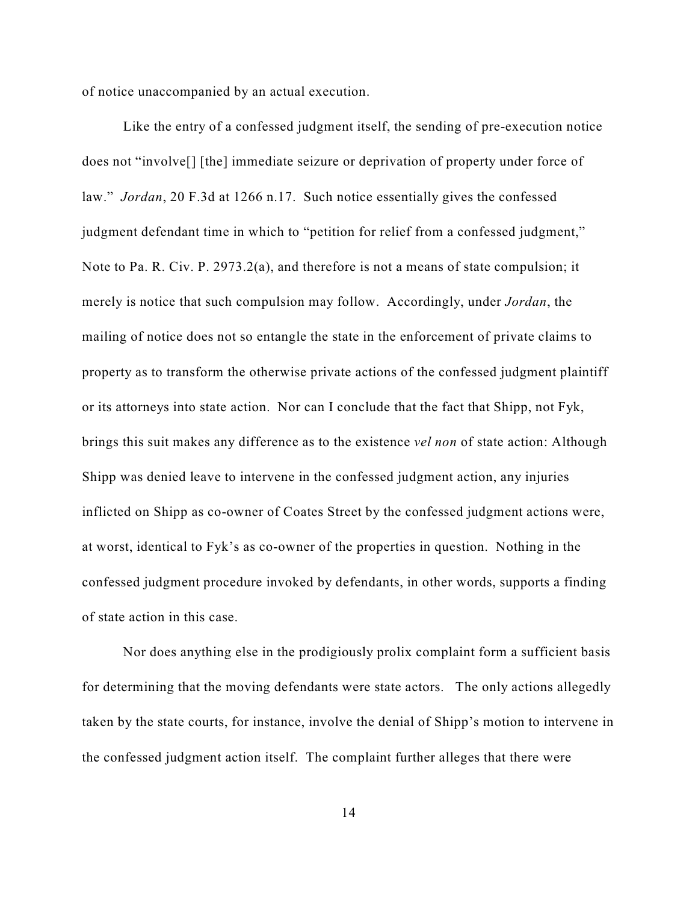of notice unaccompanied by an actual execution.

Like the entry of a confessed judgment itself, the sending of pre-execution notice does not "involve[] [the] immediate seizure or deprivation of property under force of law." *Jordan*, 20 F.3d at 1266 n.17. Such notice essentially gives the confessed judgment defendant time in which to "petition for relief from a confessed judgment," Note to Pa. R. Civ. P. 2973.2(a), and therefore is not a means of state compulsion; it merely is notice that such compulsion may follow. Accordingly, under *Jordan*, the mailing of notice does not so entangle the state in the enforcement of private claims to property as to transform the otherwise private actions of the confessed judgment plaintiff or its attorneys into state action. Nor can I conclude that the fact that Shipp, not Fyk, brings this suit makes any difference as to the existence *vel non* of state action: Although Shipp was denied leave to intervene in the confessed judgment action, any injuries inflicted on Shipp as co-owner of Coates Street by the confessed judgment actions were, at worst, identical to Fyk's as co-owner of the properties in question. Nothing in the confessed judgment procedure invoked by defendants, in other words, supports a finding of state action in this case.

Nor does anything else in the prodigiously prolix complaint form a sufficient basis for determining that the moving defendants were state actors. The only actions allegedly taken by the state courts, for instance, involve the denial of Shipp's motion to intervene in the confessed judgment action itself. The complaint further alleges that there were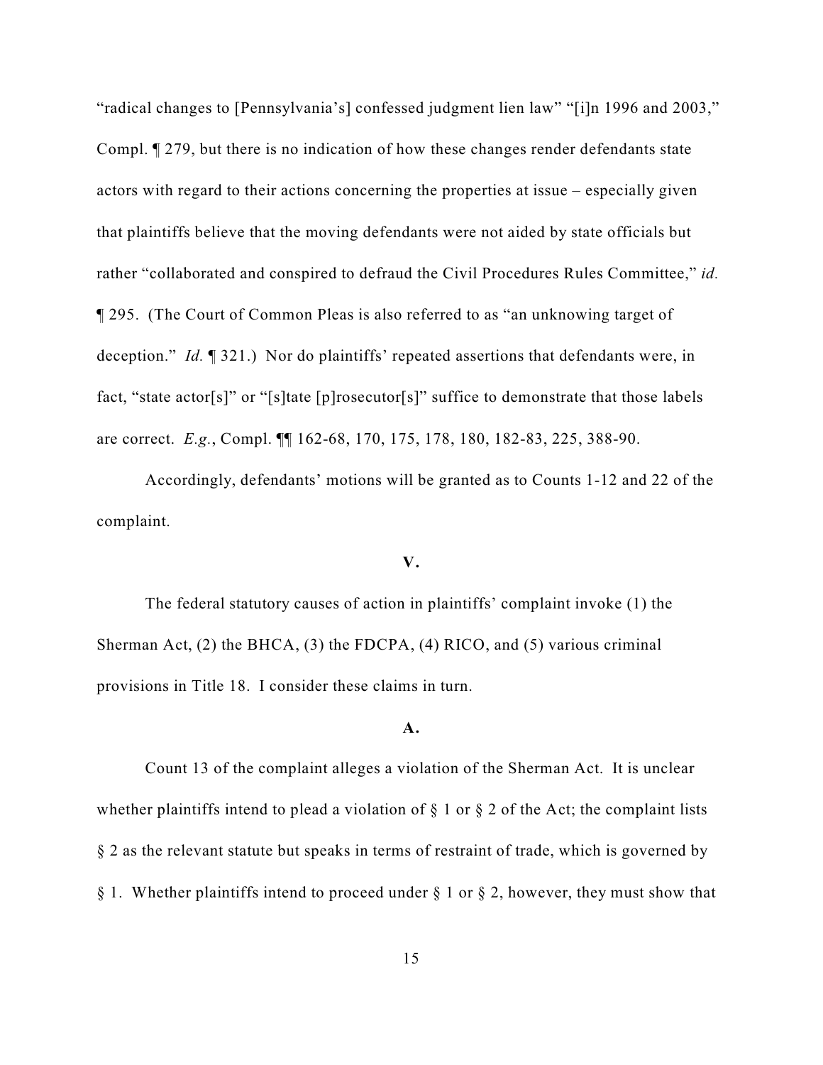"radical changes to [Pennsylvania's] confessed judgment lien law" "[i]n 1996 and 2003," Compl. ¶ 279, but there is no indication of how these changes render defendants state actors with regard to their actions concerning the properties at issue – especially given that plaintiffs believe that the moving defendants were not aided by state officials but rather "collaborated and conspired to defraud the Civil Procedures Rules Committee," *id.* ¶ 295. (The Court of Common Pleas is also referred to as "an unknowing target of deception." *Id.* ¶ 321.) Nor do plaintiffs' repeated assertions that defendants were, in fact, "state actor[s]" or "[s]tate [p]rosecutor[s]" suffice to demonstrate that those labels are correct. *E.g.*, Compl. ¶¶ 162-68, 170, 175, 178, 180, 182-83, 225, 388-90.

Accordingly, defendants' motions will be granted as to Counts 1-12 and 22 of the complaint.

## V.

The federal statutory causes of action in plaintiffs' complaint invoke (1) the Sherman Act, (2) the BHCA, (3) the FDCPA, (4) RICO, and (5) various criminal provisions in Title 18. I consider these claims in turn.

### A.

Count 13 of the complaint alleges a violation of the Sherman Act. It is unclear whether plaintiffs intend to plead a violation of § 1 or § 2 of the Act; the complaint lists § 2 as the relevant statute but speaks in terms of restraint of trade, which is governed by § 1. Whether plaintiffs intend to proceed under § 1 or § 2, however, they must show that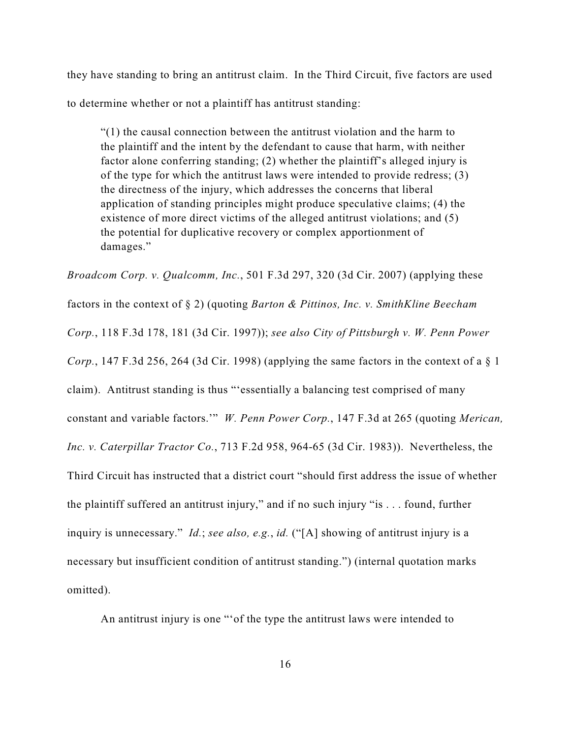they have standing to bring an antitrust claim. In the Third Circuit, five factors are used to determine whether or not a plaintiff has antitrust standing:

> "(1) the causal connection between the antitrust violation and the harm to the plaintiff and the intent by the defendant to cause that harm, with neither factor alone conferring standing; (2) whether the plaintiff's alleged injury is of the type for which the antitrust laws were intended to provide redress; (3) the directness of the injury, which addresses the concerns that liberal application of standing principles might produce speculative claims; (4) the existence of more direct victims of the alleged antitrust violations; and (5) the potential for duplicative recovery or complex apportionment of damages."

*Broadcom Corp. v. Qualcomm, Inc.*, 501 F.3d 297, 320 (3d Cir. 2007) (applying these factors in the context of § 2) (quoting *Barton & Pittinos, Inc. v. SmithKline Beecham Corp.*, 118 F.3d 178, 181 (3d Cir. 1997)); *see also City of Pittsburgh v. W. Penn Power Corp.*, 147 F.3d 256, 264 (3d Cir. 1998) (applying the same factors in the context of a § 1 claim). Antitrust standing is thus "'essentially a balancing test comprised of many constant and variable factors.'" *W. Penn Power Corp.*, 147 F.3d at 265 (quoting *Merican, Inc. v. Caterpillar Tractor Co.*, 713 F.2d 958, 964-65 (3d Cir. 1983)). Nevertheless, the Third Circuit has instructed that a district court "should first address the issue of whether the plaintiff suffered an antitrust injury," and if no such injury "is . . . found, further inquiry is unnecessary." *Id.*; *see also, e.g.*, *id.* ("[A] showing of antitrust injury is a necessary but insufficient condition of antitrust standing.") (internal quotation marks omitted).

An antitrust injury is one "'of the type the antitrust laws were intended to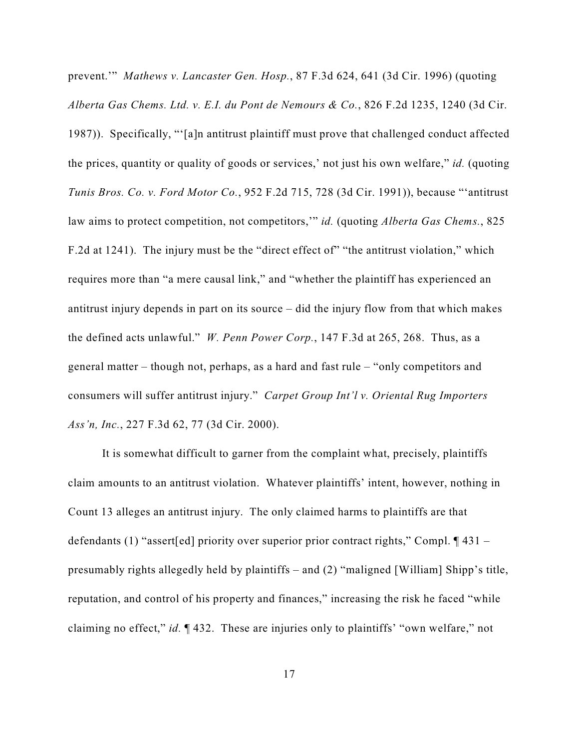prevent.'" *Mathews v. Lancaster Gen. Hosp.*, 87 F.3d 624, 641 (3d Cir. 1996) (quoting *Alberta Gas Chems. Ltd. v. E.I. du Pont de Nemours & Co.*, 826 F.2d 1235, 1240 (3d Cir. 1987)). Specifically, "'[a]n antitrust plaintiff must prove that challenged conduct affected the prices, quantity or quality of goods or services,' not just his own welfare," *id.* (quoting *Tunis Bros. Co. v. Ford Motor Co.*, 952 F.2d 715, 728 (3d Cir. 1991)), because "'antitrust law aims to protect competition, not competitors,'" *id.* (quoting *Alberta Gas Chems.*, 825 F.2d at 1241). The injury must be the "direct effect of" "the antitrust violation," which requires more than "a mere causal link," and "whether the plaintiff has experienced an antitrust injury depends in part on its source – did the injury flow from that which makes the defined acts unlawful." *W. Penn Power Corp.*, 147 F.3d at 265, 268. Thus, as a general matter – though not, perhaps, as a hard and fast rule – "only competitors and consumers will suffer antitrust injury." *Carpet Group Int'l v. Oriental Rug Importers Ass'n, Inc.*, 227 F.3d 62, 77 (3d Cir. 2000).

It is somewhat difficult to garner from the complaint what, precisely, plaintiffs claim amounts to an antitrust violation. Whatever plaintiffs' intent, however, nothing in Count 13 alleges an antitrust injury. The only claimed harms to plaintiffs are that defendants (1) "assert[ed] priority over superior prior contract rights," Compl. ¶ 431 – presumably rights allegedly held by plaintiffs – and (2) "maligned [William] Shipp's title, reputation, and control of his property and finances," increasing the risk he faced "while claiming no effect," *id.* ¶ 432. These are injuries only to plaintiffs' "own welfare," not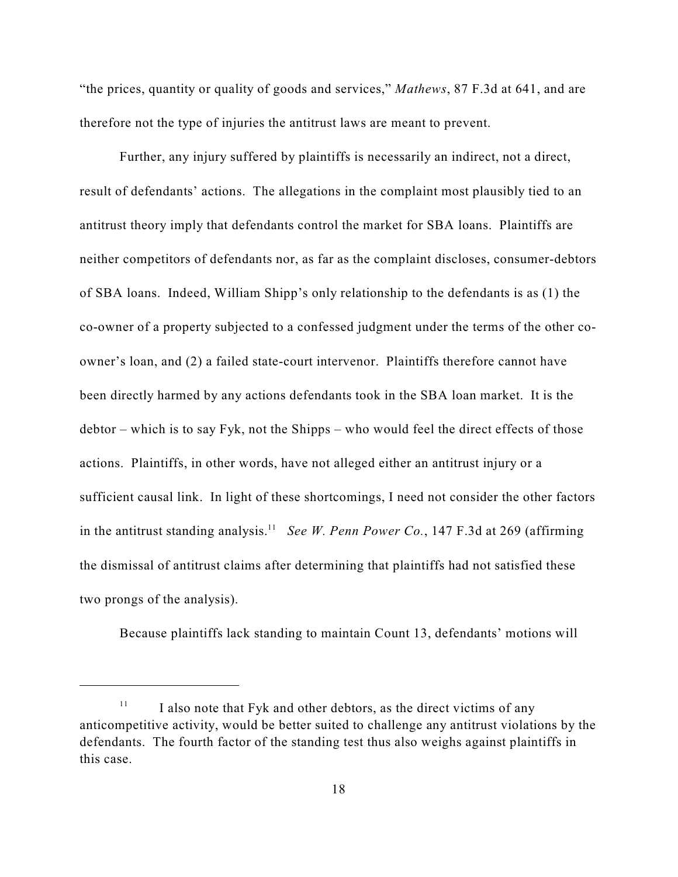"the prices, quantity or quality of goods and services," *Mathews*, 87 F.3d at 641, and are therefore not the type of injuries the antitrust laws are meant to prevent.

Further, any injury suffered by plaintiffs is necessarily an indirect, not a direct, result of defendants' actions. The allegations in the complaint most plausibly tied to an antitrust theory imply that defendants control the market for SBA loans. Plaintiffs are neither competitors of defendants nor, as far as the complaint discloses, consumer-debtors of SBA loans. Indeed, William Shipp's only relationship to the defendants is as (1) the co-owner of a property subjected to a confessed judgment under the terms of the other co-owner's loan, and (2) a failed state-court intervenor. Plaintiffs therefore cannot have been directly harmed by any actions defendants took in the SBA loan market. It is the debtor – which is to say Fyk, not the Shipps – who would feel the direct effects of those actions. Plaintiffs, in other words, have not alleged either an antitrust injury or a sufficient causal link. In light of these shortcomings, I need not consider the other factors in the antitrust standing analysis.[11] *See W. Penn Power Co.*, 147 F.3d at 269 (affirming the dismissal of antitrust claims after determining that plaintiffs had not satisfied these two prongs of the analysis).

Because plaintiffs lack standing to maintain Count 13, defendants' motions will

---

[11] I also note that Fyk and other debtors, as the direct victims of any anticompetitive activity, would be better suited to challenge any antitrust violations by the defendants. The fourth factor of the standing test thus also weighs against plaintiffs in this case.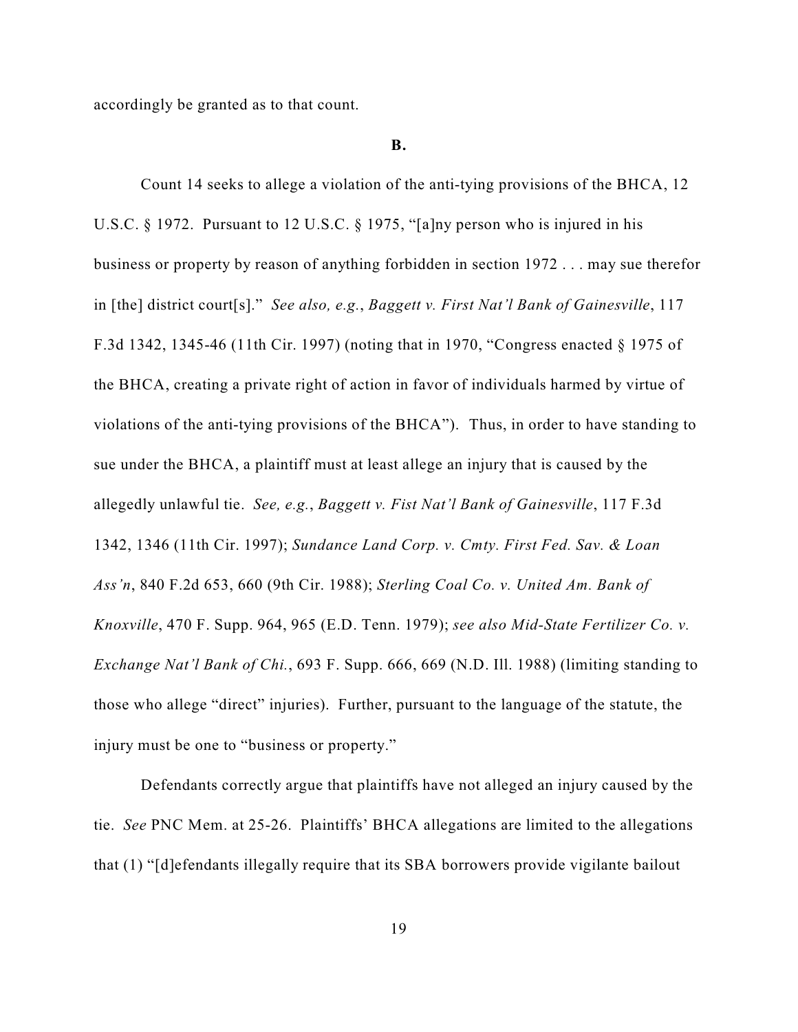accordingly be granted as to that count.

**B.**

Count 14 seeks to allege a violation of the anti-tying provisions of the BHCA, 12 U.S.C. § 1972. Pursuant to 12 U.S.C. § 1975, "[a]ny person who is injured in his business or property by reason of anything forbidden in section 1972 . . . may sue therefor in [the] district court[s]." *See also, e.g.*, *Baggett v. First Nat'l Bank of Gainesville*, 117 F.3d 1342, 1345-46 (11th Cir. 1997) (noting that in 1970, "Congress enacted § 1975 of the BHCA, creating a private right of action in favor of individuals harmed by virtue of violations of the anti-tying provisions of the BHCA"). Thus, in order to have standing to sue under the BHCA, a plaintiff must at least allege an injury that is caused by the allegedly unlawful tie. *See, e.g.*, *Baggett v. Fist Nat'l Bank of Gainesville*, 117 F.3d 1342, 1346 (11th Cir. 1997); *Sundance Land Corp. v. Cmty. First Fed. Sav. & Loan Ass'n*, 840 F.2d 653, 660 (9th Cir. 1988); *Sterling Coal Co. v. United Am. Bank of Knoxville*, 470 F. Supp. 964, 965 (E.D. Tenn. 1979); *see also Mid-State Fertilizer Co. v. Exchange Nat'l Bank of Chi.*, 693 F. Supp. 666, 669 (N.D. Ill. 1988) (limiting standing to those who allege "direct" injuries). Further, pursuant to the language of the statute, the injury must be one to "business or property."

Defendants correctly argue that plaintiffs have not alleged an injury caused by the tie. *See* PNC Mem. at 25-26. Plaintiffs' BHCA allegations are limited to the allegations that (1) "[d]efendants illegally require that its SBA borrowers provide vigilante bailout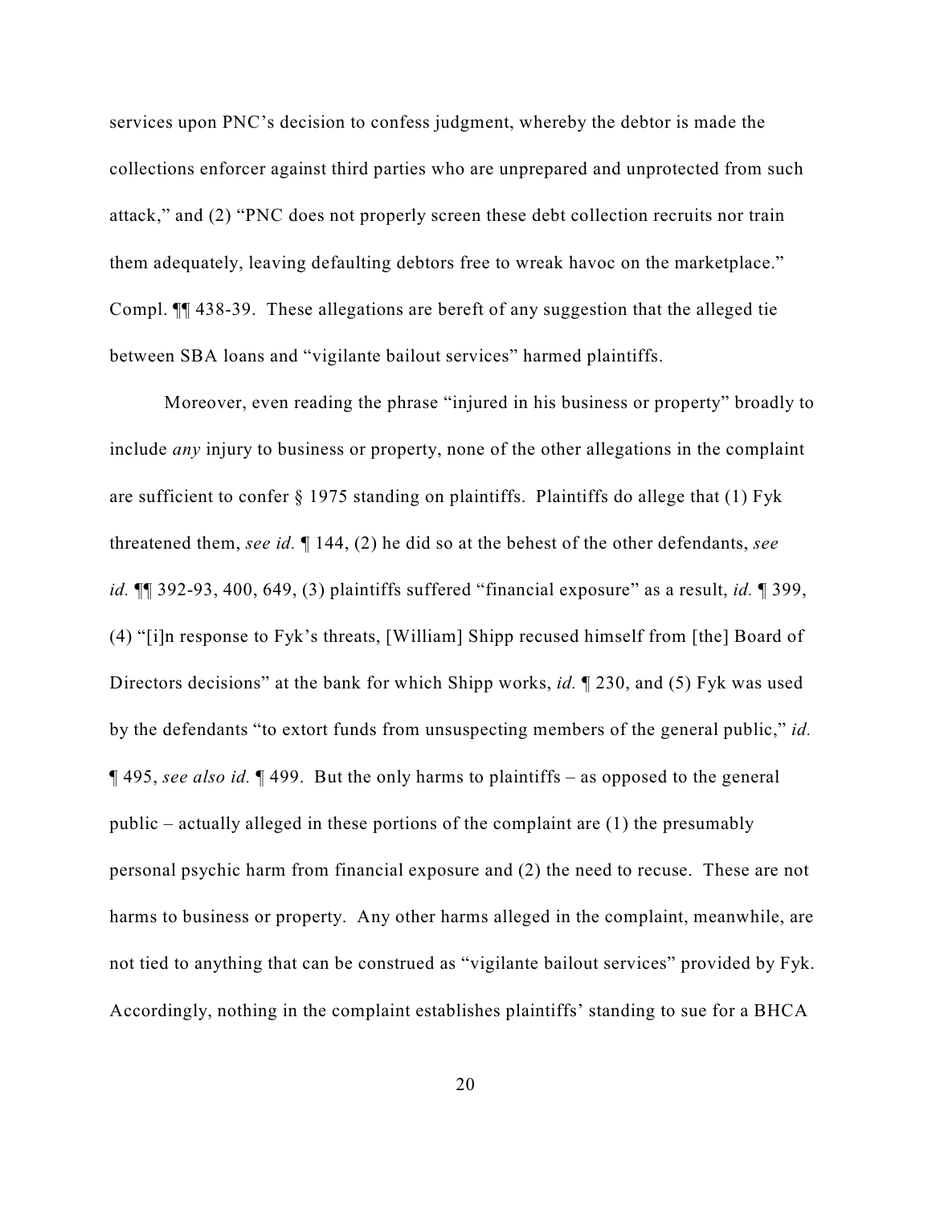services upon PNC's decision to confess judgment, whereby the debtor is made the collections enforcer against third parties who are unprepared and unprotected from such attack," and (2) "PNC does not properly screen these debt collection recruits nor train them adequately, leaving defaulting debtors free to wreak havoc on the marketplace." Compl. ¶¶ 438-39. These allegations are bereft of any suggestion that the alleged tie between SBA loans and "vigilante bailout services" harmed plaintiffs.

Moreover, even reading the phrase "injured in his business or property" broadly to include *any* injury to business or property, none of the other allegations in the complaint are sufficient to confer § 1975 standing on plaintiffs. Plaintiffs do allege that (1) Fyk threatened them, *see id.* ¶ 144, (2) he did so at the behest of the other defendants, *see id.* ¶¶ 392-93, 400, 649, (3) plaintiffs suffered "financial exposure" as a result, *id.* ¶ 399, (4) "[i]n response to Fyk's threats, [William] Shipp recused himself from [the] Board of Directors decisions" at the bank for which Shipp works, *id.* ¶ 230, and (5) Fyk was used by the defendants "to extort funds from unsuspecting members of the general public," *id.* ¶ 495, *see also id.* ¶ 499. But the only harms to plaintiffs – as opposed to the general public – actually alleged in these portions of the complaint are (1) the presumably personal psychic harm from financial exposure and (2) the need to recuse. These are not harms to business or property. Any other harms alleged in the complaint, meanwhile, are not tied to anything that can be construed as "vigilante bailout services" provided by Fyk. Accordingly, nothing in the complaint establishes plaintiffs' standing to sue for a BHCA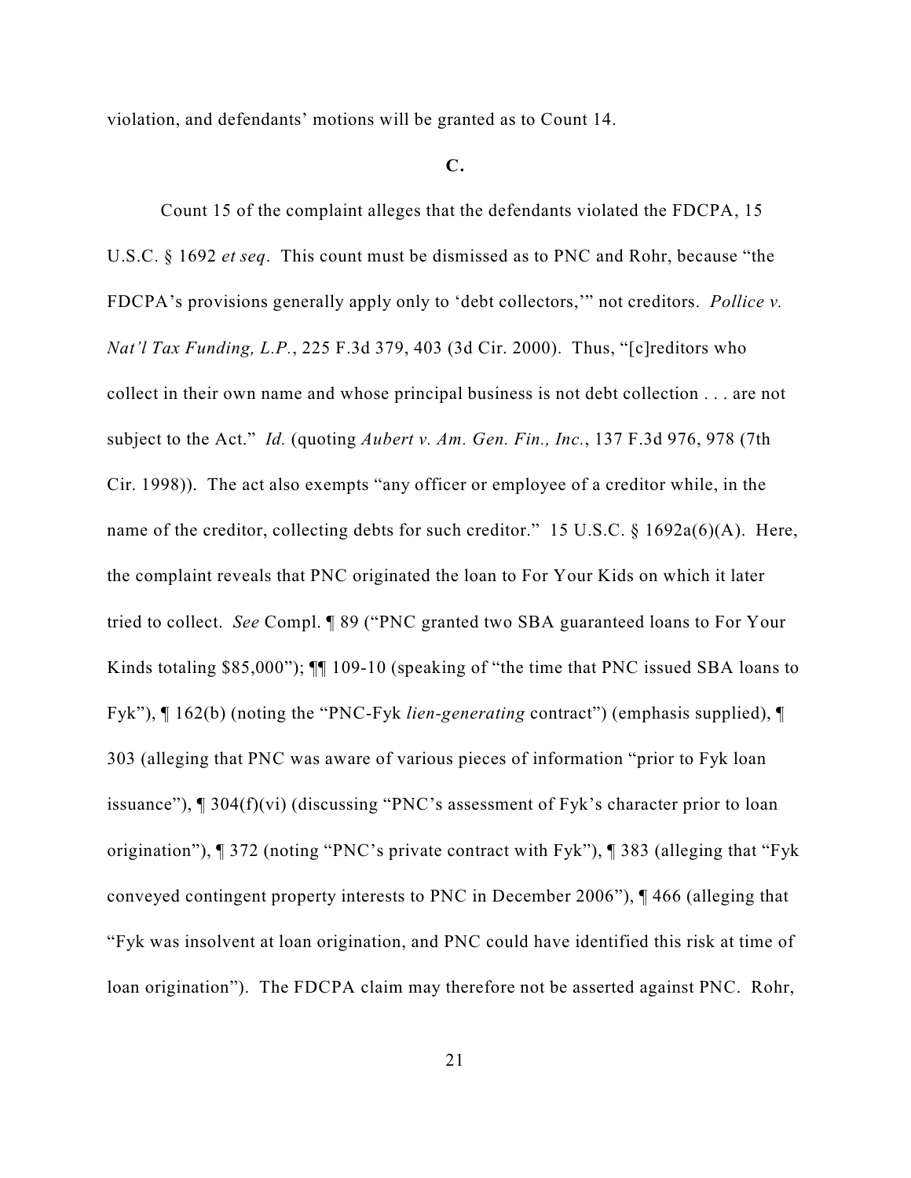violation, and defendants' motions will be granted as to Count 14.

**C.**

Count 15 of the complaint alleges that the defendants violated the FDCPA, 15 U.S.C. § 1692 *et seq*. This count must be dismissed as to PNC and Rohr, because "the FDCPA's provisions generally apply only to 'debt collectors,'" not creditors. *Pollice v. Nat'l Tax Funding, L.P.*, 225 F.3d 379, 403 (3d Cir. 2000). Thus, "[c]reditors who collect in their own name and whose principal business is not debt collection . . . are not subject to the Act." *Id.* (quoting *Aubert v. Am. Gen. Fin., Inc.*, 137 F.3d 976, 978 (7th Cir. 1998)). The act also exempts "any officer or employee of a creditor while, in the name of the creditor, collecting debts for such creditor." 15 U.S.C. § 1692a(6)(A). Here, the complaint reveals that PNC originated the loan to For Your Kids on which it later tried to collect. *See* Compl. ¶ 89 ("PNC granted two SBA guaranteed loans to For Your Kinds totaling $85,000"); ¶¶ 109-10 (speaking of "the time that PNC issued SBA loans to Fyk"), ¶ 162(b) (noting the "PNC-Fyk *lien-generating* contract") (emphasis supplied), ¶ 303 (alleging that PNC was aware of various pieces of information "prior to Fyk loan issuance"), ¶ 304(f)(vi) (discussing "PNC's assessment of Fyk's character prior to loan origination"), ¶ 372 (noting "PNC's private contract with Fyk"), ¶ 383 (alleging that "Fyk conveyed contingent property interests to PNC in December 2006"), ¶ 466 (alleging that "Fyk was insolvent at loan origination, and PNC could have identified this risk at time of loan origination"). The FDCPA claim may therefore not be asserted against PNC. Rohr,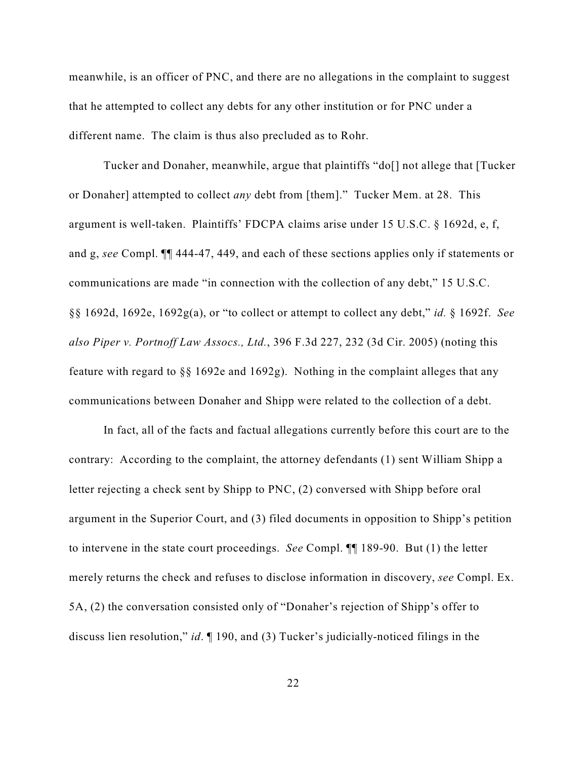meanwhile, is an officer of PNC, and there are no allegations in the complaint to suggest that he attempted to collect any debts for any other institution or for PNC under a different name. The claim is thus also precluded as to Rohr.

Tucker and Donaher, meanwhile, argue that plaintiffs "do[] not allege that [Tucker or Donaher] attempted to collect *any* debt from [them]." Tucker Mem. at 28. This argument is well-taken. Plaintiffs' FDCPA claims arise under 15 U.S.C. § 1692d, e, f, and g, *see* Compl. ¶¶ 444-47, 449, and each of these sections applies only if statements or communications are made "in connection with the collection of any debt," 15 U.S.C. §§ 1692d, 1692e, 1692g(a), or "to collect or attempt to collect any debt," *id.* § 1692f. *See also Piper v. Portnoff Law Assocs., Ltd.*, 396 F.3d 227, 232 (3d Cir. 2005) (noting this feature with regard to §§ 1692e and 1692g). Nothing in the complaint alleges that any communications between Donaher and Shipp were related to the collection of a debt.

In fact, all of the facts and factual allegations currently before this court are to the contrary: According to the complaint, the attorney defendants (1) sent William Shipp a letter rejecting a check sent by Shipp to PNC, (2) conversed with Shipp before oral argument in the Superior Court, and (3) filed documents in opposition to Shipp's petition to intervene in the state court proceedings. *See* Compl. ¶¶ 189-90. But (1) the letter merely returns the check and refuses to disclose information in discovery, *see* Compl. Ex. 5A, (2) the conversation consisted only of "Donaher's rejection of Shipp's offer to discuss lien resolution," *id*. ¶ 190, and (3) Tucker's judicially-noticed filings in the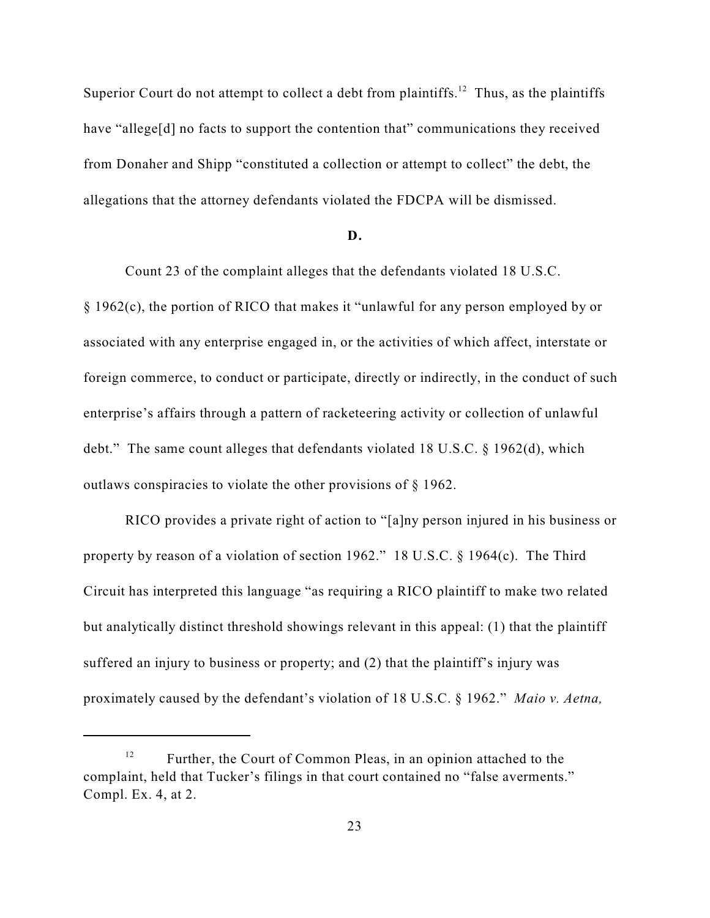Superior Court do not attempt to collect a debt from plaintiffs.[12] Thus, as the plaintiffs have "allege[d] no facts to support the contention that" communications they received from Donaher and Shipp "constituted a collection or attempt to collect" the debt, the allegations that the attorney defendants violated the FDCPA will be dismissed.

**D.**

Count 23 of the complaint alleges that the defendants violated 18 U.S.C. § 1962(c), the portion of RICO that makes it "unlawful for any person employed by or associated with any enterprise engaged in, or the activities of which affect, interstate or foreign commerce, to conduct or participate, directly or indirectly, in the conduct of such enterprise's affairs through a pattern of racketeering activity or collection of unlawful debt." The same count alleges that defendants violated 18 U.S.C. § 1962(d), which outlaws conspiracies to violate the other provisions of § 1962.

RICO provides a private right of action to "[a]ny person injured in his business or property by reason of a violation of section 1962." 18 U.S.C. § 1964(c). The Third Circuit has interpreted this language "as requiring a RICO plaintiff to make two related but analytically distinct threshold showings relevant in this appeal: (1) that the plaintiff suffered an injury to business or property; and (2) that the plaintiff's injury was proximately caused by the defendant's violation of 18 U.S.C. § 1962." *Maio v. Aetna,*

---

[12] Further, the Court of Common Pleas, in an opinion attached to the complaint, held that Tucker's filings in that court contained no "false averments." Compl. Ex. 4, at 2.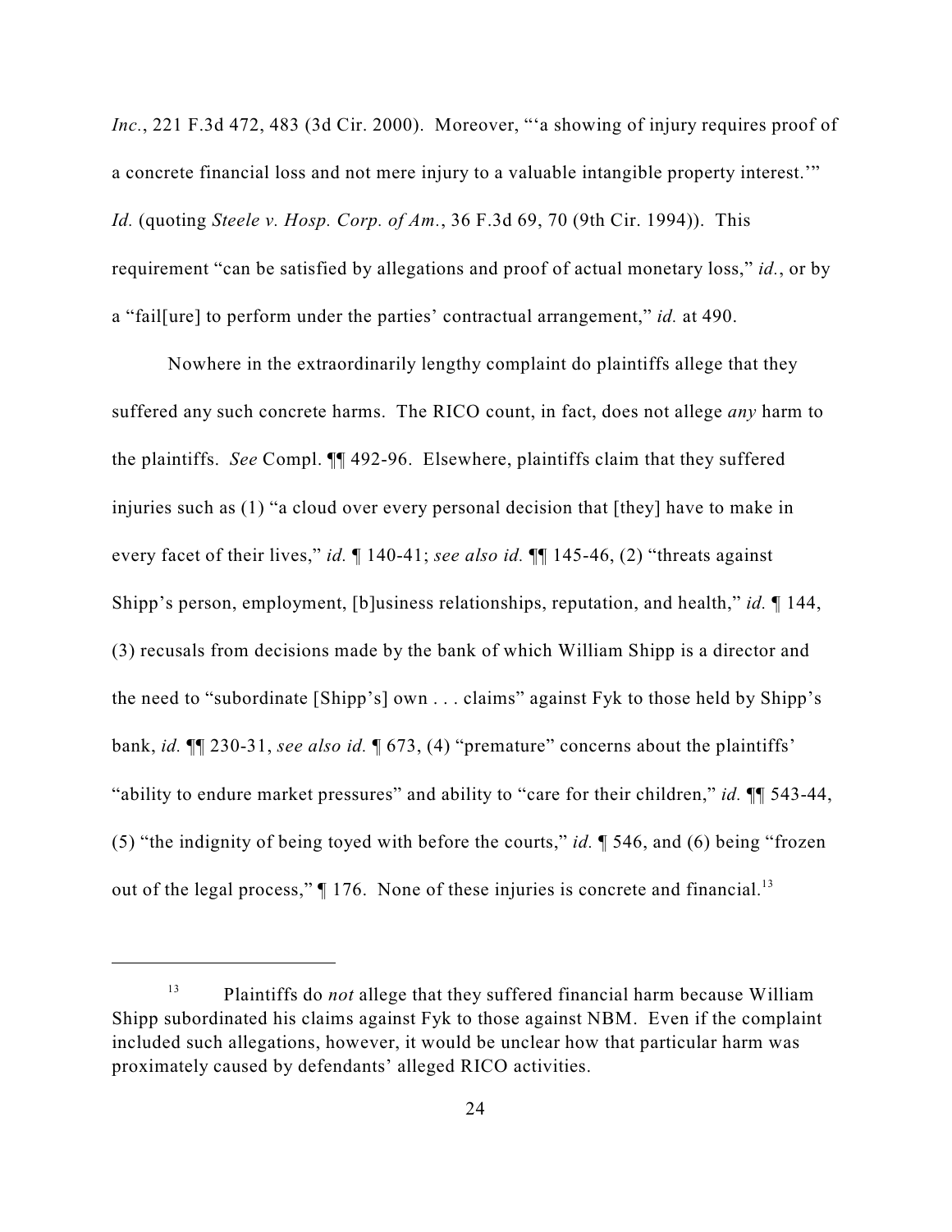*Inc.*, 221 F.3d 472, 483 (3d Cir. 2000). Moreover, "'a showing of injury requires proof of a concrete financial loss and not mere injury to a valuable intangible property interest.'" *Id.* (quoting *Steele v. Hosp. Corp. of Am.*, 36 F.3d 69, 70 (9th Cir. 1994)). This requirement "can be satisfied by allegations and proof of actual monetary loss," *id.*, or by a "fail[ure] to perform under the parties' contractual arrangement," *id.* at 490.

Nowhere in the extraordinarily lengthy complaint do plaintiffs allege that they suffered any such concrete harms. The RICO count, in fact, does not allege *any* harm to the plaintiffs. *See* Compl. ¶¶ 492-96. Elsewhere, plaintiffs claim that they suffered injuries such as (1) "a cloud over every personal decision that [they] have to make in every facet of their lives," *id.* ¶ 140-41; *see also id.* ¶¶ 145-46, (2) "threats against Shipp's person, employment, [b]usiness relationships, reputation, and health," *id.* ¶ 144, (3) recusals from decisions made by the bank of which William Shipp is a director and the need to "subordinate [Shipp's] own . . . claims" against Fyk to those held by Shipp's bank, *id.* ¶¶ 230-31, *see also id.* ¶ 673, (4) "premature" concerns about the plaintiffs' "ability to endure market pressures" and ability to "care for their children," *id.* ¶¶ 543-44, (5) "the indignity of being toyed with before the courts," *id.* ¶ 546, and (6) being "frozen out of the legal process," ¶ 176. None of these injuries is concrete and financial.[13]

---

[13] Plaintiffs do *not* allege that they suffered financial harm because William Shipp subordinated his claims against Fyk to those against NBM. Even if the complaint included such allegations, however, it would be unclear how that particular harm was proximately caused by defendants' alleged RICO activities.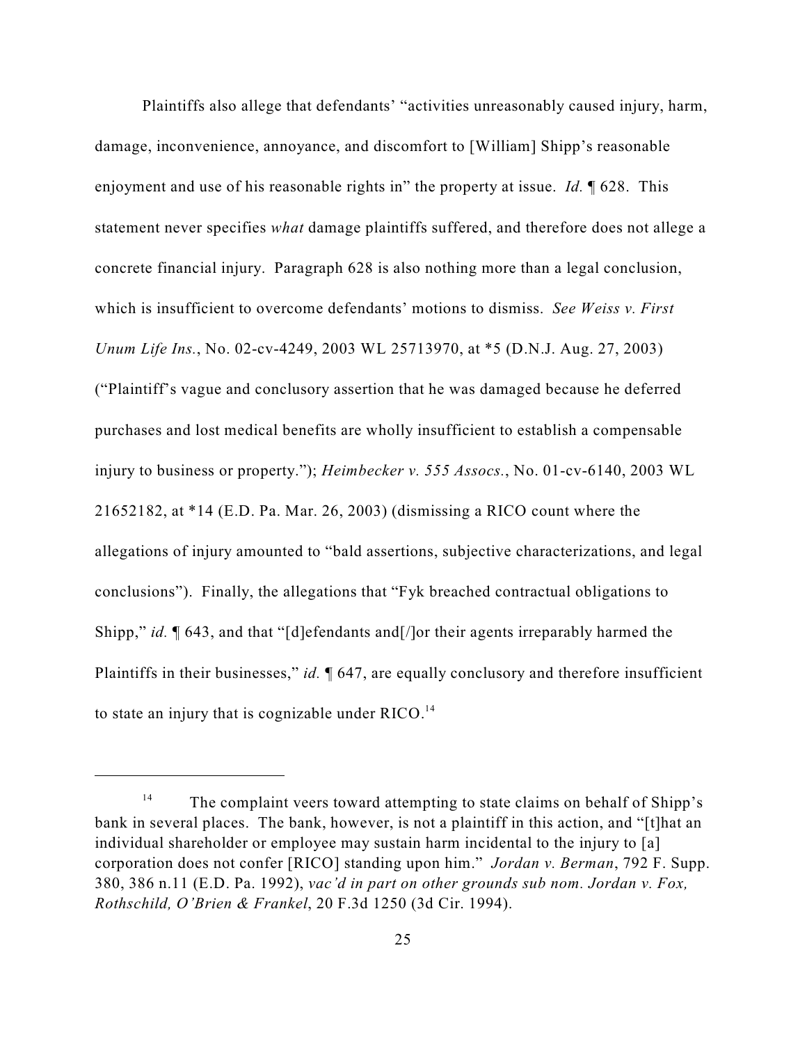Plaintiffs also allege that defendants' "activities unreasonably caused injury, harm, damage, inconvenience, annoyance, and discomfort to [William] Shipp's reasonable enjoyment and use of his reasonable rights in" the property at issue. *Id.* ¶ 628. This statement never specifies *what* damage plaintiffs suffered, and therefore does not allege a concrete financial injury. Paragraph 628 is also nothing more than a legal conclusion, which is insufficient to overcome defendants' motions to dismiss. *See Weiss v. First Unum Life Ins.*, No. 02-cv-4249, 2003 WL 25713970, at *5 (D.N.J. Aug. 27, 2003) ("Plaintiff's vague and conclusory assertion that he was damaged because he deferred purchases and lost medical benefits are wholly insufficient to establish a compensable injury to business or property."); *Heimbecker v. 555 Assocs.*, No. 01-cv-6140, 2003 WL 21652182, at *14 (E.D. Pa. Mar. 26, 2003) (dismissing a RICO count where the allegations of injury amounted to "bald assertions, subjective characterizations, and legal conclusions"). Finally, the allegations that "Fyk breached contractual obligations to Shipp," *id.* ¶ 643, and that "[d]efendants and[/]or their agents irreparably harmed the Plaintiffs in their businesses," *id.* ¶ 647, are equally conclusory and therefore insufficient to state an injury that is cognizable under RICO.[14]

---

[14] The complaint veers toward attempting to state claims on behalf of Shipp's bank in several places. The bank, however, is not a plaintiff in this action, and "[t]hat an individual shareholder or employee may sustain harm incidental to the injury to [a] corporation does not confer [RICO] standing upon him." *Jordan v. Berman*, 792 F. Supp. 380, 386 n.11 (E.D. Pa. 1992), *vac'd in part on other grounds sub nom. Jordan v. Fox, Rothschild, O'Brien & Frankel*, 20 F.3d 1250 (3d Cir. 1994).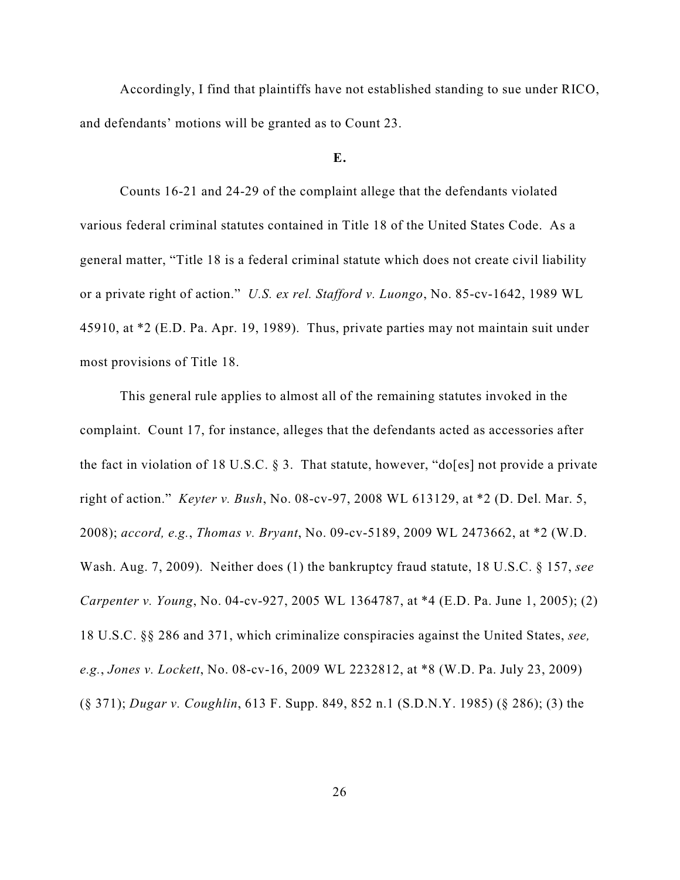Accordingly, I find that plaintiffs have not established standing to sue under RICO, and defendants' motions will be granted as to Count 23.

**E.**

Counts 16-21 and 24-29 of the complaint allege that the defendants violated various federal criminal statutes contained in Title 18 of the United States Code. As a general matter, "Title 18 is a federal criminal statute which does not create civil liability or a private right of action." *U.S. ex rel. Stafford v. Luongo*, No. 85-cv-1642, 1989 WL 45910, at *2 (E.D. Pa. Apr. 19, 1989). Thus, private parties may not maintain suit under most provisions of Title 18.

This general rule applies to almost all of the remaining statutes invoked in the complaint. Count 17, for instance, alleges that the defendants acted as accessories after the fact in violation of 18 U.S.C. § 3. That statute, however, "do[es] not provide a private right of action." *Keyter v. Bush*, No. 08-cv-97, 2008 WL 613129, at *2 (D. Del. Mar. 5, 2008); *accord, e.g.*, *Thomas v. Bryant*, No. 09-cv-5189, 2009 WL 2473662, at *2 (W.D. Wash. Aug. 7, 2009). Neither does (1) the bankruptcy fraud statute, 18 U.S.C. § 157, *see Carpenter v. Young*, No. 04-cv-927, 2005 WL 1364787, at *4 (E.D. Pa. June 1, 2005); (2) 18 U.S.C. §§ 286 and 371, which criminalize conspiracies against the United States, *see, e.g.*, *Jones v. Lockett*, No. 08-cv-16, 2009 WL 2232812, at *8 (W.D. Pa. July 23, 2009) (§ 371); *Dugar v. Coughlin*, 613 F. Supp. 849, 852 n.1 (S.D.N.Y. 1985) (§ 286); (3) the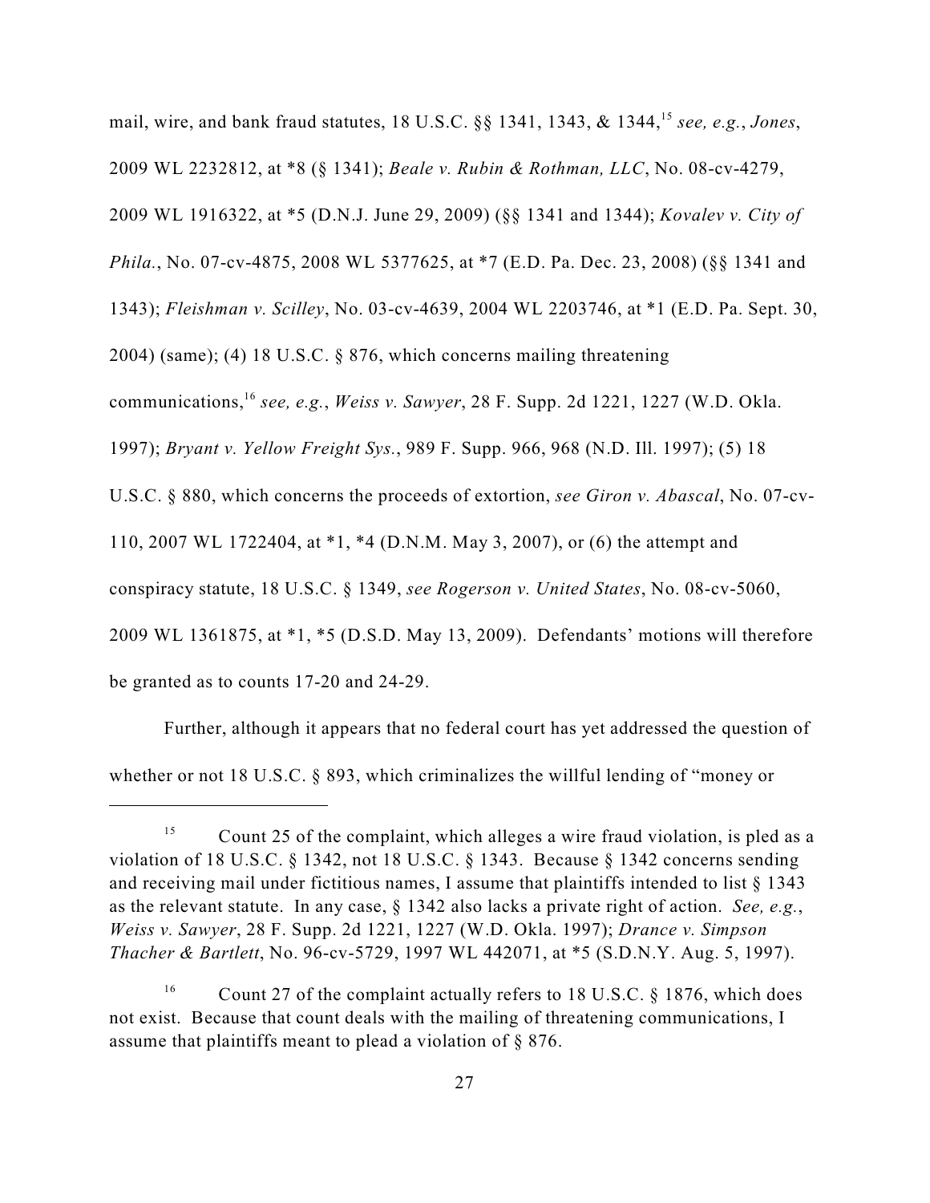mail, wire, and bank fraud statutes, 18 U.S.C. §§ 1341, 1343, & 1344,[15] *see, e.g.*, *Jones*, 2009 WL 2232812, at *8 (§ 1341); *Beale v. Rubin & Rothman, LLC*, No. 08-cv-4279, 2009 WL 1916322, at *5 (D.N.J. June 29, 2009) (§§ 1341 and 1344); *Kovalev v. City of Phila.*, No. 07-cv-4875, 2008 WL 5377625, at *7 (E.D. Pa. Dec. 23, 2008) (§§ 1341 and 1343); *Fleishman v. Scilley*, No. 03-cv-4639, 2004 WL 2203746, at *1 (E.D. Pa. Sept. 30, 2004) (same); (4) 18 U.S.C. § 876, which concerns mailing threatening communications,[16] *see, e.g.*, *Weiss v. Sawyer*, 28 F. Supp. 2d 1221, 1227 (W.D. Okla. 1997); *Bryant v. Yellow Freight Sys.*, 989 F. Supp. 966, 968 (N.D. Ill. 1997); (5) 18 U.S.C. § 880, which concerns the proceeds of extortion, *see Giron v. Abascal*, No. 07-cv-110, 2007 WL 1722404, at *1, *4 (D.N.M. May 3, 2007), or (6) the attempt and conspiracy statute, 18 U.S.C. § 1349, *see Rogerson v. United States*, No. 08-cv-5060, 2009 WL 1361875, at *1, *5 (D.S.D. May 13, 2009). Defendants' motions will therefore be granted as to counts 17-20 and 24-29.

Further, although it appears that no federal court has yet addressed the question of whether or not 18 U.S.C. § 893, which criminalizes the willful lending of "money or

---

[15] Count 25 of the complaint, which alleges a wire fraud violation, is pled as a violation of 18 U.S.C. § 1342, not 18 U.S.C. § 1343. Because § 1342 concerns sending and receiving mail under fictitious names, I assume that plaintiffs intended to list § 1343 as the relevant statute. In any case, § 1342 also lacks a private right of action. *See, e.g.*, *Weiss v. Sawyer*, 28 F. Supp. 2d 1221, 1227 (W.D. Okla. 1997); *Drance v. Simpson Thacher & Bartlett*, No. 96-cv-5729, 1997 WL 442071, at *5 (S.D.N.Y. Aug. 5, 1997).

[16] Count 27 of the complaint actually refers to 18 U.S.C. § 1876, which does not exist. Because that count deals with the mailing of threatening communications, I assume that plaintiffs meant to plead a violation of § 876.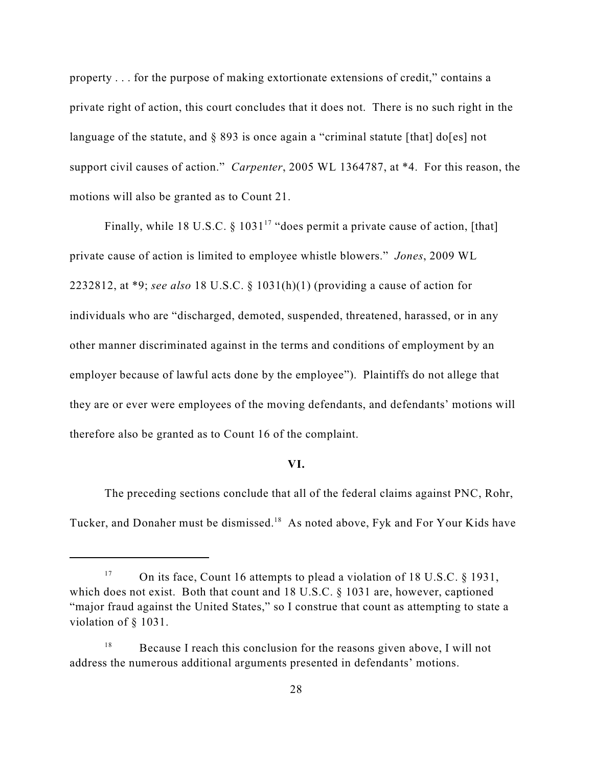property . . . for the purpose of making extortionate extensions of credit," contains a private right of action, this court concludes that it does not. There is no such right in the language of the statute, and § 893 is once again a "criminal statute [that] do[es] not support civil causes of action." *Carpenter*, 2005 WL 1364787, at *4. For this reason, the motions will also be granted as to Count 21.

Finally, while 18 U.S.C. § 1031[17] "does permit a private cause of action, [that] private cause of action is limited to employee whistle blowers." *Jones*, 2009 WL 2232812, at *9; *see also* 18 U.S.C. § 1031(h)(1) (providing a cause of action for individuals who are "discharged, demoted, suspended, threatened, harassed, or in any other manner discriminated against in the terms and conditions of employment by an employer because of lawful acts done by the employee"). Plaintiffs do not allege that they are or ever were employees of the moving defendants, and defendants' motions will therefore also be granted as to Count 16 of the complaint.

**VI.**

The preceding sections conclude that all of the federal claims against PNC, Rohr, Tucker, and Donaher must be dismissed.[18] As noted above, Fyk and For Your Kids have

---

[17] On its face, Count 16 attempts to plead a violation of 18 U.S.C. § 1931, which does not exist. Both that count and 18 U.S.C. § 1031 are, however, captioned "major fraud against the United States," so I construe that count as attempting to state a violation of § 1031.

[18] Because I reach this conclusion for the reasons given above, I will not address the numerous additional arguments presented in defendants' motions.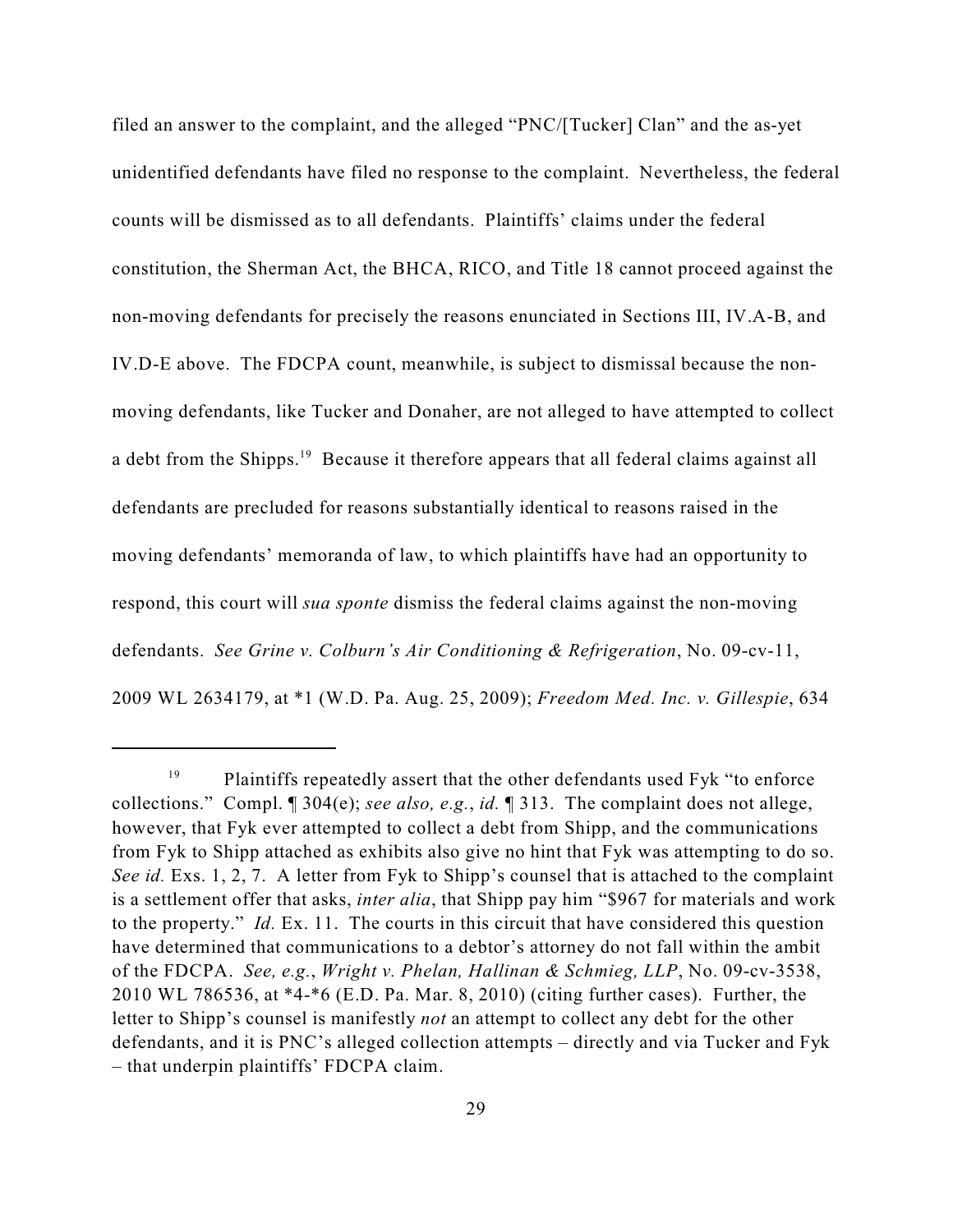filed an answer to the complaint, and the alleged "PNC/[Tucker] Clan" and the as-yet unidentified defendants have filed no response to the complaint. Nevertheless, the federal counts will be dismissed as to all defendants. Plaintiffs' claims under the federal constitution, the Sherman Act, the BHCA, RICO, and Title 18 cannot proceed against the non-moving defendants for precisely the reasons enunciated in Sections III, IV.A-B, and IV.D-E above. The FDCPA count, meanwhile, is subject to dismissal because the non-moving defendants, like Tucker and Donaher, are not alleged to have attempted to collect a debt from the Shipps.[19] Because it therefore appears that all federal claims against all defendants are precluded for reasons substantially identical to reasons raised in the moving defendants' memoranda of law, to which plaintiffs have had an opportunity to respond, this court will *sua sponte* dismiss the federal claims against the non-moving defendants. *See Grine v. Colburn's Air Conditioning & Refrigeration*, No. 09-cv-11, 2009 WL 2634179, at *1 (W.D. Pa. Aug. 25, 2009); *Freedom Med. Inc. v. Gillespie*, 634

---

[19] Plaintiffs repeatedly assert that the other defendants used Fyk "to enforce collections." Compl. ¶ 304(e); *see also, e.g.*, *id.* ¶ 313. The complaint does not allege, however, that Fyk ever attempted to collect a debt from Shipp, and the communications from Fyk to Shipp attached as exhibits also give no hint that Fyk was attempting to do so. *See id.* Exs. 1, 2, 7. A letter from Fyk to Shipp's counsel that is attached to the complaint is a settlement offer that asks, *inter alia*, that Shipp pay him "$967 for materials and work to the property." *Id.* Ex. 11. The courts in this circuit that have considered this question have determined that communications to a debtor's attorney do not fall within the ambit of the FDCPA. *See, e.g.*, *Wright v. Phelan, Hallinan & Schmieg, LLP*, No. 09-cv-3538, 2010 WL 786536, at *4-*6 (E.D. Pa. Mar. 8, 2010) (citing further cases). Further, the letter to Shipp's counsel is manifestly *not* an attempt to collect any debt for the other defendants, and it is PNC's alleged collection attempts – directly and via Tucker and Fyk – that underpin plaintiffs' FDCPA claim.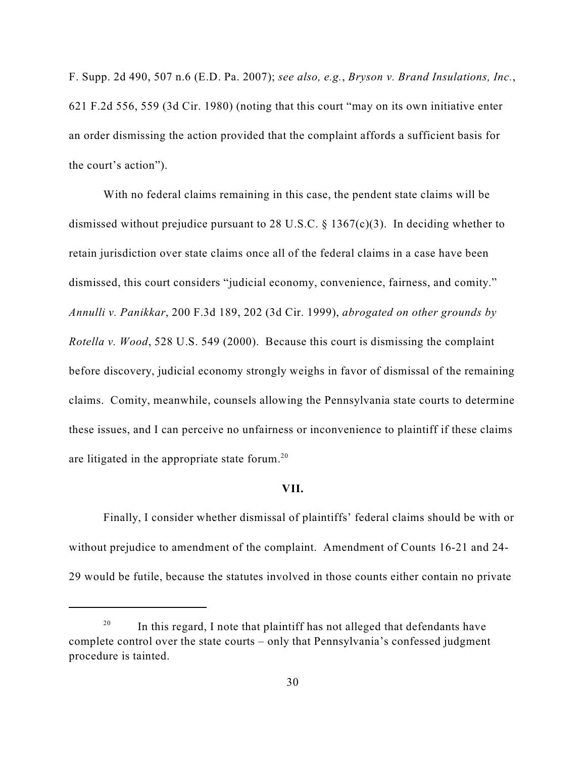F. Supp. 2d 490, 507 n.6 (E.D. Pa. 2007); *see also, e.g.*, *Bryson v. Brand Insulations, Inc.*, 621 F.2d 556, 559 (3d Cir. 1980) (noting that this court "may on its own initiative enter an order dismissing the action provided that the complaint affords a sufficient basis for the court's action").

With no federal claims remaining in this case, the pendent state claims will be dismissed without prejudice pursuant to 28 U.S.C. § 1367(c)(3). In deciding whether to retain jurisdiction over state claims once all of the federal claims in a case have been dismissed, this court considers "judicial economy, convenience, fairness, and comity." *Annulli v. Panikkar*, 200 F.3d 189, 202 (3d Cir. 1999), *abrogated on other grounds by Rotella v. Wood*, 528 U.S. 549 (2000). Because this court is dismissing the complaint before discovery, judicial economy strongly weighs in favor of dismissal of the remaining claims. Comity, meanwhile, counsels allowing the Pennsylvania state courts to determine these issues, and I can perceive no unfairness or inconvenience to plaintiff if these claims are litigated in the appropriate state forum.[20]

## VII.

Finally, I consider whether dismissal of plaintiffs' federal claims should be with or without prejudice to amendment of the complaint. Amendment of Counts 16-21 and 24-29 would be futile, because the statutes involved in those counts either contain no private

---

[20] In this regard, I note that plaintiff has not alleged that defendants have complete control over the state courts – only that Pennsylvania's confessed judgment procedure is tainted.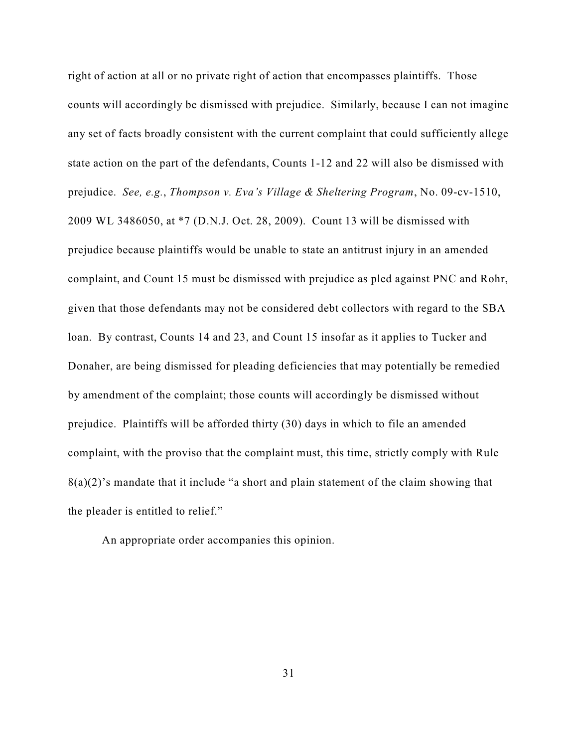right of action at all or no private right of action that encompasses plaintiffs. Those counts will accordingly be dismissed with prejudice. Similarly, because I can not imagine any set of facts broadly consistent with the current complaint that could sufficiently allege state action on the part of the defendants, Counts 1-12 and 22 will also be dismissed with prejudice. *See, e.g.*, *Thompson v. Eva's Village & Sheltering Program*, No. 09-cv-1510, 2009 WL 3486050, at *7 (D.N.J. Oct. 28, 2009). Count 13 will be dismissed with prejudice because plaintiffs would be unable to state an antitrust injury in an amended complaint, and Count 15 must be dismissed with prejudice as pled against PNC and Rohr, given that those defendants may not be considered debt collectors with regard to the SBA loan. By contrast, Counts 14 and 23, and Count 15 insofar as it applies to Tucker and Donaher, are being dismissed for pleading deficiencies that may potentially be remedied by amendment of the complaint; those counts will accordingly be dismissed without prejudice. Plaintiffs will be afforded thirty (30) days in which to file an amended complaint, with the proviso that the complaint must, this time, strictly comply with Rule 8(a)(2)'s mandate that it include "a short and plain statement of the claim showing that the pleader is entitled to relief."

An appropriate order accompanies this opinion.